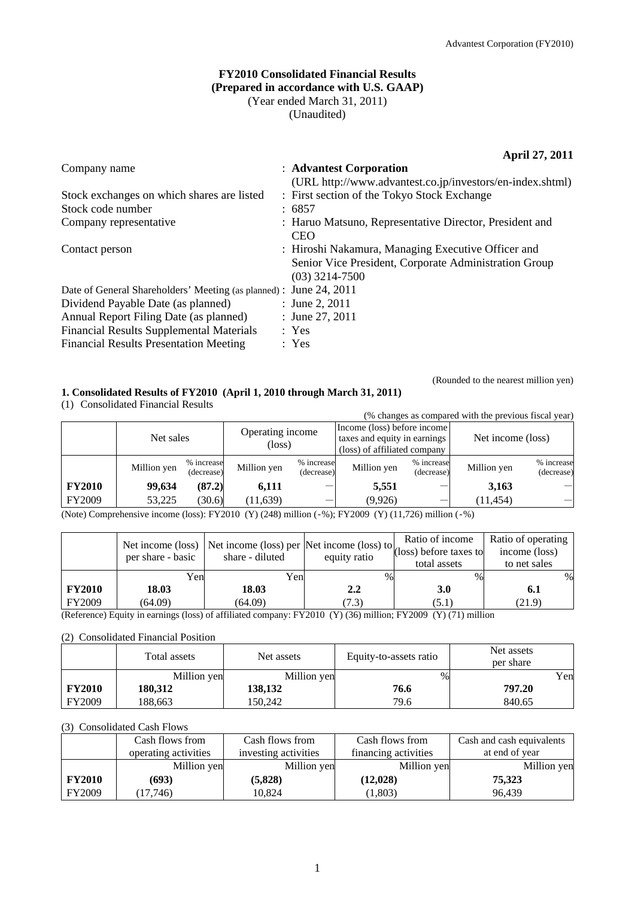**FY2010 Consolidated Financial Results**
**(Prepared in accordance with U.S. GAAP)**
(Year ended March 31, 2011)
(Unaudited)

**April 27, 2011**

| | |
|---|---|
| Company name | : **Advantest Corporation** (URL http://www.advantest.co.jp/investors/en-index.shtml) |
| Stock exchanges on which shares are listed | : First section of the Tokyo Stock Exchange |
| Stock code number | : 6857 |
| Company representative | : Haruo Matsuno, Representative Director, President and CEO |
| Contact person | : Hiroshi Nakamura, Managing Executive Officer and Senior Vice President, Corporate Administration Group (03) 3214-7500 |
| Date of General Shareholders' Meeting (as planned) | : June 24, 2011 |
| Dividend Payable Date (as planned) | : June 2, 2011 |
| Annual Report Filing Date (as planned) | : June 27, 2011 |
| Financial Results Supplemental Materials | : Yes |
| Financial Results Presentation Meeting | : Yes |

(Rounded to the nearest million yen)

## 1. Consolidated Results of FY2010 (April 1, 2010 through March 31, 2011)

(1) Consolidated Financial Results

(% changes as compared with the previous fiscal year)

| | Net sales | | Operating income (loss) | | Income (loss) before income taxes and equity in earnings (loss) of affiliated company | | Net income (loss) | |
|---|---|---|---|---|---|---|---|---|
| | Million yen | % increase (decrease) | Million yen | % increase (decrease) | Million yen | % increase (decrease) | Million yen | % increase (decrease) |
| **FY2010** | **99,634** | **(87.2)** | **6,111** | — | **5,551** | — | **3,163** | — |
| FY2009 | 53,225 | (30.6) | (11,639) | — | (9,926) | — | (11,454) | — |

(Note) Comprehensive income (loss): FY2010 (Y) (248) million (-%); FY2009 (Y) (11,726) million (-%)

| | Net income (loss) per share - basic | Net income (loss) per share - diluted | Net income (loss) to equity ratio | Ratio of income (loss) before taxes to total assets | Ratio of operating income (loss) to net sales |
|---|---|---|---|---|---|
| | Yen | Yen | % | % | % |
| **FY2010** | **18.03** | **18.03** | **2.2** | **3.0** | **6.1** |
| FY2009 | (64.09) | (64.09) | (7.3) | (5.1) | (21.9) |

(Reference) Equity in earnings (loss) of affiliated company: FY2010 (Y) (36) million; FY2009 (Y) (71) million

(2) Consolidated Financial Position

| | Total assets | Net assets | Equity-to-assets ratio | Net assets per share |
|---|---|---|---|---|
| | Million yen | Million yen | % | Yen |
| **FY2010** | **180,312** | **138,132** | **76.6** | **797.20** |
| FY2009 | 188,663 | 150,242 | 79.6 | 840.65 |

(3) Consolidated Cash Flows

| | Cash flows from operating activities | Cash flows from investing activities | Cash flows from financing activities | Cash and cash equivalents at end of year |
|---|---|---|---|---|
| | Million yen | Million yen | Million yen | Million yen |
| **FY2010** | **(693)** | **(5,828)** | **(12,028)** | **75,323** |
| FY2009 | (17,746) | 10,824 | (1,803) | 96,439 |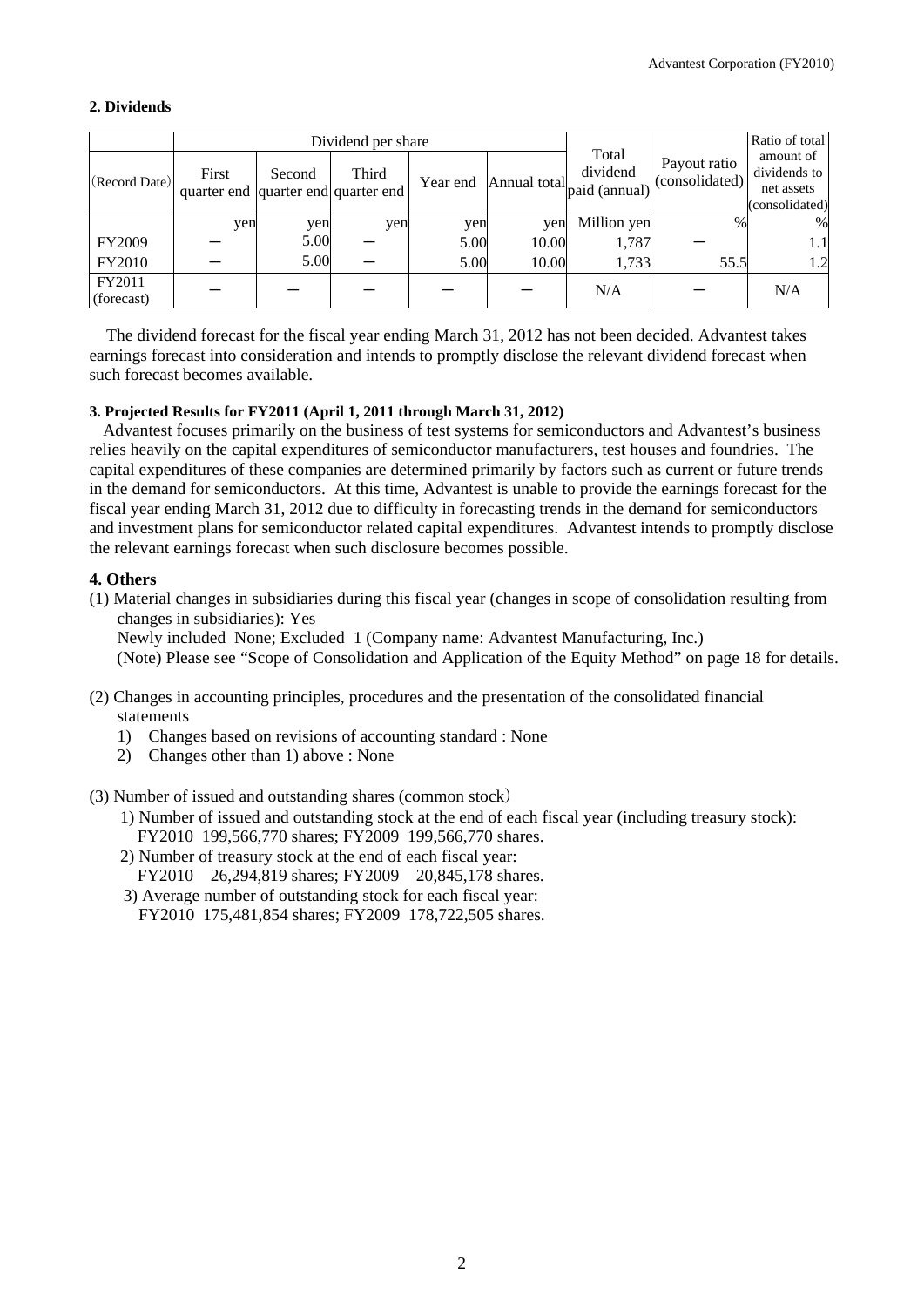**2. Dividends**

| | Dividend per share | | | | | Total dividend paid (annual) | Payout ratio (consolidated) | Ratio of total amount of dividends to net assets (consolidated) |
|---|---|---|---|---|---|---|---|---|
| (Record Date) | First quarter end | Second quarter end | Third quarter end | Year end | Annual total | | | |
| | yen | yen | yen | yen | yen | Million yen | % | % |
| FY2009 | ― | 5.00 | ― | 5.00 | 10.00 | 1,787 | ― | 1.1 |
| FY2010 | ― | 5.00 | ― | 5.00 | 10.00 | 1,733 | 55.5 | 1.2 |
| FY2011 (forecast) | ― | ― | ― | ― | ― | N/A | ― | N/A |

The dividend forecast for the fiscal year ending March 31, 2012 has not been decided. Advantest takes earnings forecast into consideration and intends to promptly disclose the relevant dividend forecast when such forecast becomes available.

**3. Projected Results for FY2011 (April 1, 2011 through March 31, 2012)**

Advantest focuses primarily on the business of test systems for semiconductors and Advantest's business relies heavily on the capital expenditures of semiconductor manufacturers, test houses and foundries. The capital expenditures of these companies are determined primarily by factors such as current or future trends in the demand for semiconductors. At this time, Advantest is unable to provide the earnings forecast for the fiscal year ending March 31, 2012 due to difficulty in forecasting trends in the demand for semiconductors and investment plans for semiconductor related capital expenditures. Advantest intends to promptly disclose the relevant earnings forecast when such disclosure becomes possible.

**4. Others**

(1) Material changes in subsidiaries during this fiscal year (changes in scope of consolidation resulting from changes in subsidiaries): Yes
Newly included None; Excluded 1 (Company name: Advantest Manufacturing, Inc.)
(Note) Please see "Scope of Consolidation and Application of the Equity Method" on page 18 for details.

(2) Changes in accounting principles, procedures and the presentation of the consolidated financial statements
1) Changes based on revisions of accounting standard : None
2) Changes other than 1) above : None

(3) Number of issued and outstanding shares (common stock)
1) Number of issued and outstanding stock at the end of each fiscal year (including treasury stock):
FY2010 199,566,770 shares; FY2009 199,566,770 shares.
2) Number of treasury stock at the end of each fiscal year:
FY2010 26,294,819 shares; FY2009 20,845,178 shares.
3) Average number of outstanding stock for each fiscal year:
FY2010 175,481,854 shares; FY2009 178,722,505 shares.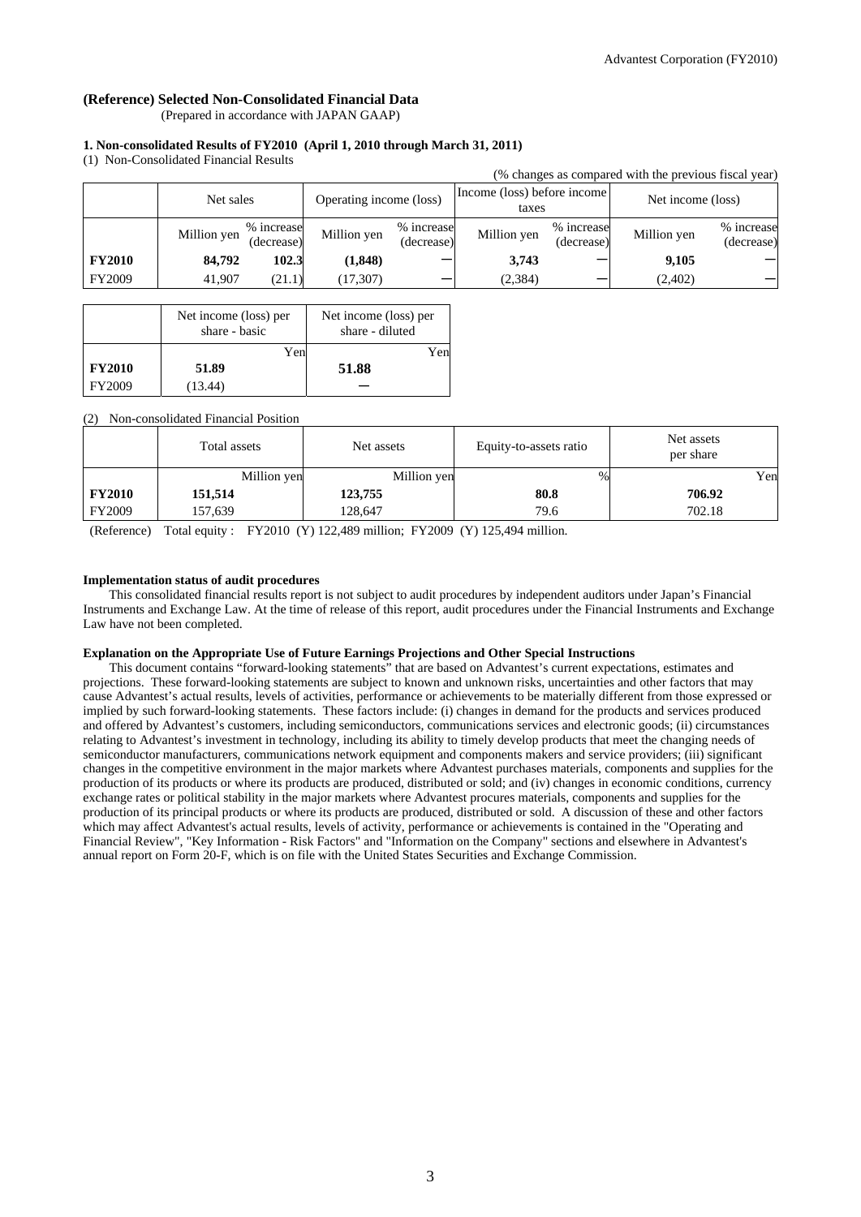## (Reference) Selected Non-Consolidated Financial Data

(Prepared in accordance with JAPAN GAAP)

### 1. Non-consolidated Results of FY2010 (April 1, 2010 through March 31, 2011)

(1) Non-Consolidated Financial Results

(% changes as compared with the previous fiscal year)

| | Net sales | | Operating income (loss) | | Income (loss) before income taxes | | Net income (loss) | |
|---|---|---|---|---|---|---|---|---|
| | Million yen | % increase (decrease) | Million yen | % increase (decrease) | Million yen | % increase (decrease) | Million yen | % increase (decrease) |
| **FY2010** | **84,792** | **102.3** | **(1,848)** | ー | **3,743** | ー | **9,105** | ー |
| FY2009 | 41,907 | (21.1) | (17,307) | ー | (2,384) | ー | (2,402) | ー |

| | Net income (loss) per share - basic | Net income (loss) per share - diluted |
|---|---|---|
| | Yen | Yen |
| **FY2010** | **51.89** | **51.88** |
| FY2009 | (13.44) | ー |

(2) Non-consolidated Financial Position

| | Total assets | Net assets | Equity-to-assets ratio | Net assets per share |
|---|---|---|---|---|
| | Million yen | Million yen | % | Yen |
| **FY2010** | **151,514** | **123,755** | **80.8** | **706.92** |
| FY2009 | 157,639 | 128,647 | 79.6 | 702.18 |

(Reference) Total equity : FY2010 (Y) 122,489 million; FY2009 (Y) 125,494 million.

**Implementation status of audit procedures**

This consolidated financial results report is not subject to audit procedures by independent auditors under Japan's Financial Instruments and Exchange Law. At the time of release of this report, audit procedures under the Financial Instruments and Exchange Law have not been completed.

**Explanation on the Appropriate Use of Future Earnings Projections and Other Special Instructions**

This document contains "forward-looking statements" that are based on Advantest's current expectations, estimates and projections. These forward-looking statements are subject to known and unknown risks, uncertainties and other factors that may cause Advantest's actual results, levels of activities, performance or achievements to be materially different from those expressed or implied by such forward-looking statements. These factors include: (i) changes in demand for the products and services produced and offered by Advantest's customers, including semiconductors, communications services and electronic goods; (ii) circumstances relating to Advantest's investment in technology, including its ability to timely develop products that meet the changing needs of semiconductor manufacturers, communications network equipment and components makers and service providers; (iii) significant changes in the competitive environment in the major markets where Advantest purchases materials, components and supplies for the production of its products or where its products are produced, distributed or sold; and (iv) changes in economic conditions, currency exchange rates or political stability in the major markets where Advantest procures materials, components and supplies for the production of its principal products or where its products are produced, distributed or sold. A discussion of these and other factors which may affect Advantest's actual results, levels of activity, performance or achievements is contained in the "Operating and Financial Review", "Key Information - Risk Factors" and "Information on the Company" sections and elsewhere in Advantest's annual report on Form 20-F, which is on file with the United States Securities and Exchange Commission.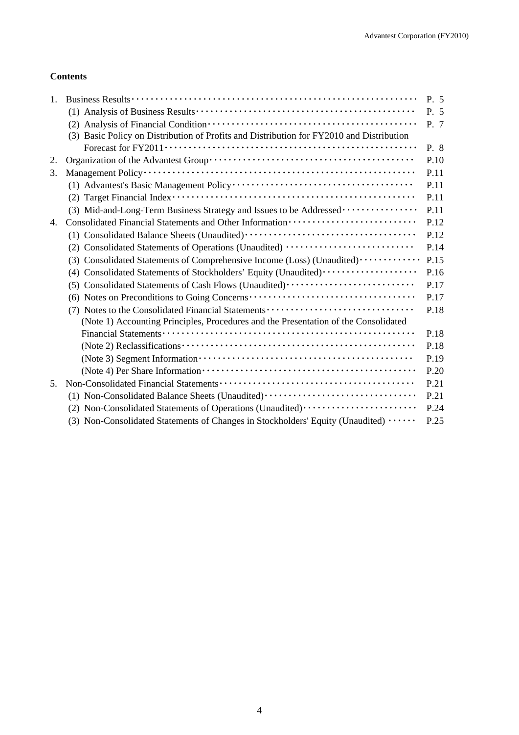**Contents**

| | | |
|---|---|---|
| 1. | Business Results | P. 5 |
| | (1) Analysis of Business Results | P. 5 |
| | (2) Analysis of Financial Condition | P. 7 |
| | (3) Basic Policy on Distribution of Profits and Distribution for FY2010 and Distribution Forecast for FY2011 | P. 8 |
| 2. | Organization of the Advantest Group | P.10 |
| 3. | Management Policy | P.11 |
| | (1) Advantest's Basic Management Policy | P.11 |
| | (2) Target Financial Index | P.11 |
| | (3) Mid-and-Long-Term Business Strategy and Issues to be Addressed | P.11 |
| 4. | Consolidated Financial Statements and Other Information | P.12 |
| | (1) Consolidated Balance Sheets (Unaudited) | P.12 |
| | (2) Consolidated Statements of Operations (Unaudited) | P.14 |
| | (3) Consolidated Statements of Comprehensive Income (Loss) (Unaudited) | P.15 |
| | (4) Consolidated Statements of Stockholders' Equity (Unaudited) | P.16 |
| | (5) Consolidated Statements of Cash Flows (Unaudited) | P.17 |
| | (6) Notes on Preconditions to Going Concerns | P.17 |
| | (7) Notes to the Consolidated Financial Statements | P.18 |
| | (Note 1) Accounting Principles, Procedures and the Presentation of the Consolidated Financial Statements | P.18 |
| | (Note 2) Reclassifications | P.18 |
| | (Note 3) Segment Information | P.19 |
| | (Note 4) Per Share Information | P.20 |
| 5. | Non-Consolidated Financial Statements | P.21 |
| | (1) Non-Consolidated Balance Sheets (Unaudited) | P.21 |
| | (2) Non-Consolidated Statements of Operations (Unaudited) | P.24 |
| | (3) Non-Consolidated Statements of Changes in Stockholders' Equity (Unaudited) | P.25 |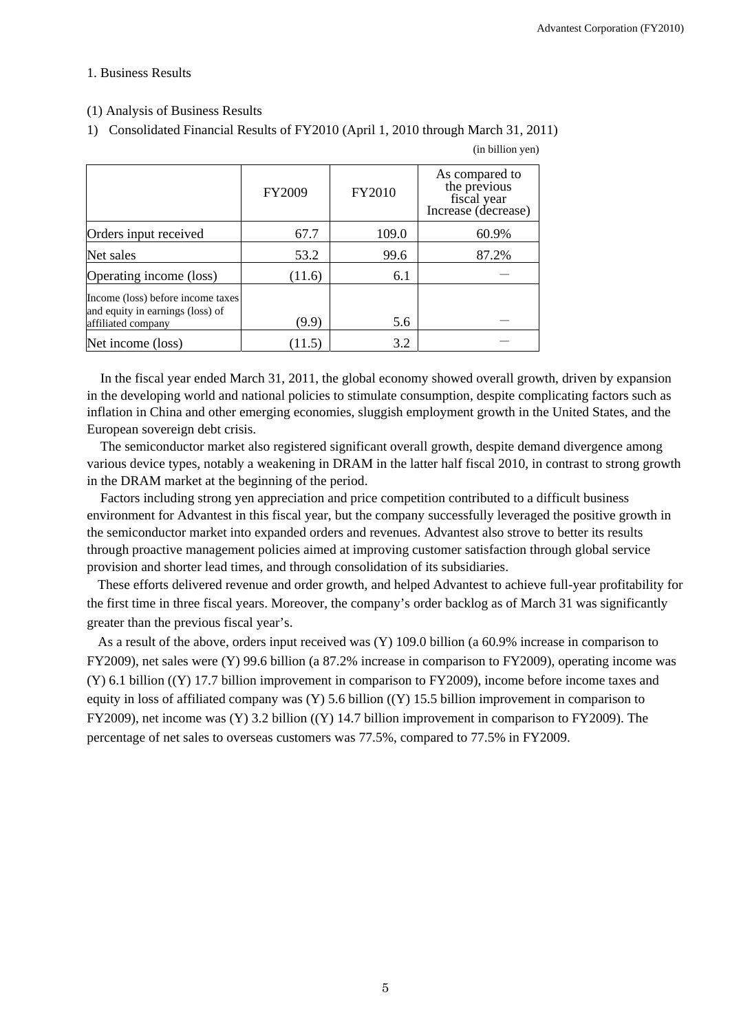1. Business Results

(1) Analysis of Business Results

1) Consolidated Financial Results of FY2010 (April 1, 2010 through March 31, 2011)

(in billion yen)

| | FY2009 | FY2010 | As compared to the previous fiscal year Increase (decrease) |
|---|---|---|---|
| Orders input received | 67.7 | 109.0 | 60.9% |
| Net sales | 53.2 | 99.6 | 87.2% |
| Operating income (loss) | (11.6) | 6.1 | － |
| Income (loss) before income taxes and equity in earnings (loss) of affiliated company | (9.9) | 5.6 | － |
| Net income (loss) | (11.5) | 3.2 | － |

In the fiscal year ended March 31, 2011, the global economy showed overall growth, driven by expansion in the developing world and national policies to stimulate consumption, despite complicating factors such as inflation in China and other emerging economies, sluggish employment growth in the United States, and the European sovereign debt crisis.

The semiconductor market also registered significant overall growth, despite demand divergence among various device types, notably a weakening in DRAM in the latter half fiscal 2010, in contrast to strong growth in the DRAM market at the beginning of the period.

Factors including strong yen appreciation and price competition contributed to a difficult business environment for Advantest in this fiscal year, but the company successfully leveraged the positive growth in the semiconductor market into expanded orders and revenues. Advantest also strove to better its results through proactive management policies aimed at improving customer satisfaction through global service provision and shorter lead times, and through consolidation of its subsidiaries.

These efforts delivered revenue and order growth, and helped Advantest to achieve full-year profitability for the first time in three fiscal years. Moreover, the company's order backlog as of March 31 was significantly greater than the previous fiscal year's.

As a result of the above, orders input received was (Y) 109.0 billion (a 60.9% increase in comparison to FY2009), net sales were (Y) 99.6 billion (a 87.2% increase in comparison to FY2009), operating income was (Y) 6.1 billion ((Y) 17.7 billion improvement in comparison to FY2009), income before income taxes and equity in loss of affiliated company was (Y) 5.6 billion ((Y) 15.5 billion improvement in comparison to FY2009), net income was (Y) 3.2 billion ((Y) 14.7 billion improvement in comparison to FY2009). The percentage of net sales to overseas customers was 77.5%, compared to 77.5% in FY2009.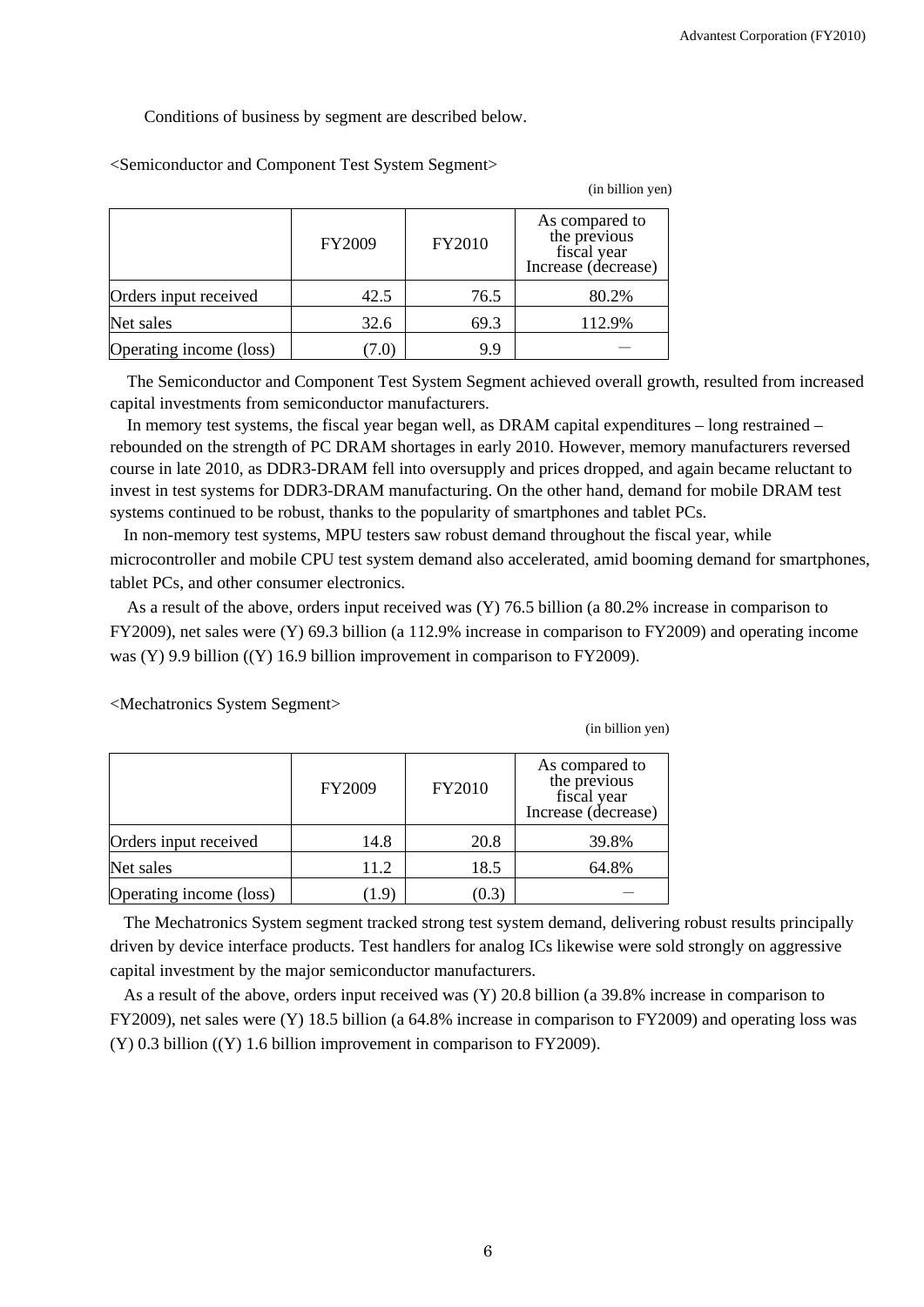Conditions of business by segment are described below.

<Semiconductor and Component Test System Segment>

(in billion yen)

| | FY2009 | FY2010 | As compared to the previous fiscal year Increase (decrease) |
|---|---|---|---|
| Orders input received | 42.5 | 76.5 | 80.2% |
| Net sales | 32.6 | 69.3 | 112.9% |
| Operating income (loss) | (7.0) | 9.9 | — |

The Semiconductor and Component Test System Segment achieved overall growth, resulted from increased capital investments from semiconductor manufacturers.

In memory test systems, the fiscal year began well, as DRAM capital expenditures – long restrained – rebounded on the strength of PC DRAM shortages in early 2010. However, memory manufacturers reversed course in late 2010, as DDR3-DRAM fell into oversupply and prices dropped, and again became reluctant to invest in test systems for DDR3-DRAM manufacturing. On the other hand, demand for mobile DRAM test systems continued to be robust, thanks to the popularity of smartphones and tablet PCs.

In non-memory test systems, MPU testers saw robust demand throughout the fiscal year, while microcontroller and mobile CPU test system demand also accelerated, amid booming demand for smartphones, tablet PCs, and other consumer electronics.

As a result of the above, orders input received was (Y) 76.5 billion (a 80.2% increase in comparison to FY2009), net sales were (Y) 69.3 billion (a 112.9% increase in comparison to FY2009) and operating income was (Y) 9.9 billion ((Y) 16.9 billion improvement in comparison to FY2009).

<Mechatronics System Segment>

(in billion yen)

| | FY2009 | FY2010 | As compared to the previous fiscal year Increase (decrease) |
|---|---|---|---|
| Orders input received | 14.8 | 20.8 | 39.8% |
| Net sales | 11.2 | 18.5 | 64.8% |
| Operating income (loss) | (1.9) | (0.3) | — |

The Mechatronics System segment tracked strong test system demand, delivering robust results principally driven by device interface products. Test handlers for analog ICs likewise were sold strongly on aggressive capital investment by the major semiconductor manufacturers.

As a result of the above, orders input received was (Y) 20.8 billion (a 39.8% increase in comparison to FY2009), net sales were (Y) 18.5 billion (a 64.8% increase in comparison to FY2009) and operating loss was (Y) 0.3 billion ((Y) 1.6 billion improvement in comparison to FY2009).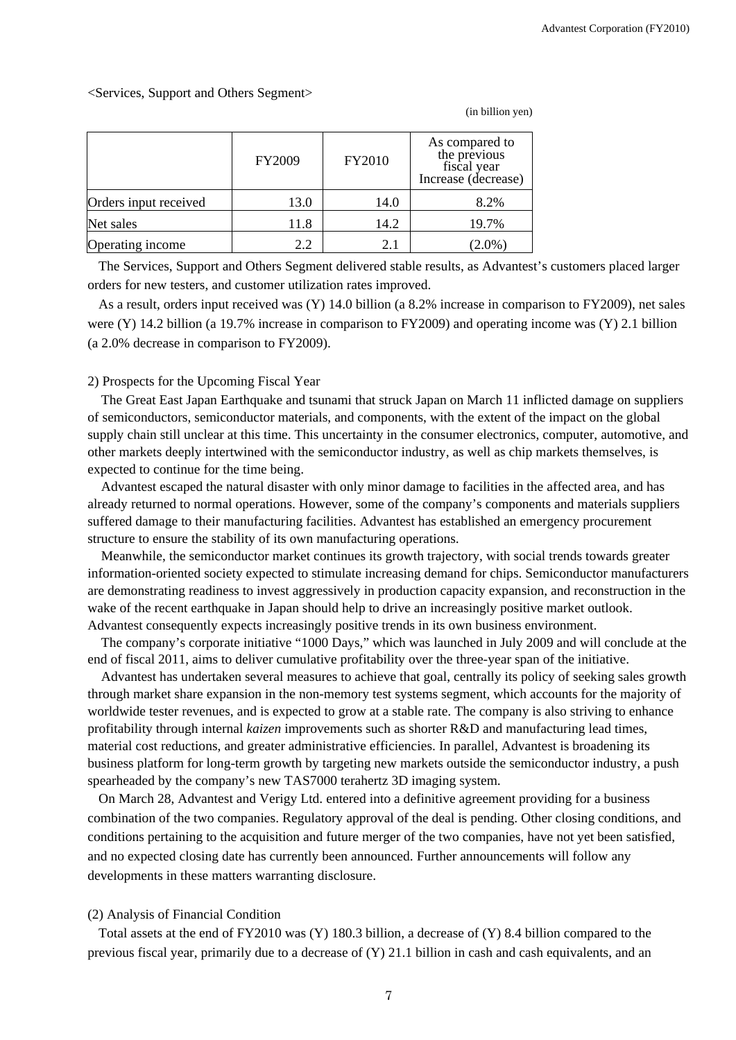<Services, Support and Others Segment>

(in billion yen)

| | FY2009 | FY2010 | As compared to the previous fiscal year Increase (decrease) |
|---|---|---|---|
| Orders input received | 13.0 | 14.0 | 8.2% |
| Net sales | 11.8 | 14.2 | 19.7% |
| Operating income | 2.2 | 2.1 | (2.0%) |

The Services, Support and Others Segment delivered stable results, as Advantest's customers placed larger orders for new testers, and customer utilization rates improved.

As a result, orders input received was (Y) 14.0 billion (a 8.2% increase in comparison to FY2009), net sales were (Y) 14.2 billion (a 19.7% increase in comparison to FY2009) and operating income was (Y) 2.1 billion (a 2.0% decrease in comparison to FY2009).

2) Prospects for the Upcoming Fiscal Year

The Great East Japan Earthquake and tsunami that struck Japan on March 11 inflicted damage on suppliers of semiconductors, semiconductor materials, and components, with the extent of the impact on the global supply chain still unclear at this time. This uncertainty in the consumer electronics, computer, automotive, and other markets deeply intertwined with the semiconductor industry, as well as chip markets themselves, is expected to continue for the time being.

Advantest escaped the natural disaster with only minor damage to facilities in the affected area, and has already returned to normal operations. However, some of the company's components and materials suppliers suffered damage to their manufacturing facilities. Advantest has established an emergency procurement structure to ensure the stability of its own manufacturing operations.

Meanwhile, the semiconductor market continues its growth trajectory, with social trends towards greater information-oriented society expected to stimulate increasing demand for chips. Semiconductor manufacturers are demonstrating readiness to invest aggressively in production capacity expansion, and reconstruction in the wake of the recent earthquake in Japan should help to drive an increasingly positive market outlook. Advantest consequently expects increasingly positive trends in its own business environment.

The company's corporate initiative "1000 Days," which was launched in July 2009 and will conclude at the end of fiscal 2011, aims to deliver cumulative profitability over the three-year span of the initiative.

Advantest has undertaken several measures to achieve that goal, centrally its policy of seeking sales growth through market share expansion in the non-memory test systems segment, which accounts for the majority of worldwide tester revenues, and is expected to grow at a stable rate. The company is also striving to enhance profitability through internal *kaizen* improvements such as shorter R&D and manufacturing lead times, material cost reductions, and greater administrative efficiencies. In parallel, Advantest is broadening its business platform for long-term growth by targeting new markets outside the semiconductor industry, a push spearheaded by the company's new TAS7000 terahertz 3D imaging system.

On March 28, Advantest and Verigy Ltd. entered into a definitive agreement providing for a business combination of the two companies. Regulatory approval of the deal is pending. Other closing conditions, and conditions pertaining to the acquisition and future merger of the two companies, have not yet been satisfied, and no expected closing date has currently been announced. Further announcements will follow any developments in these matters warranting disclosure.

(2) Analysis of Financial Condition

Total assets at the end of FY2010 was (Y) 180.3 billion, a decrease of (Y) 8.4 billion compared to the previous fiscal year, primarily due to a decrease of (Y) 21.1 billion in cash and cash equivalents, and an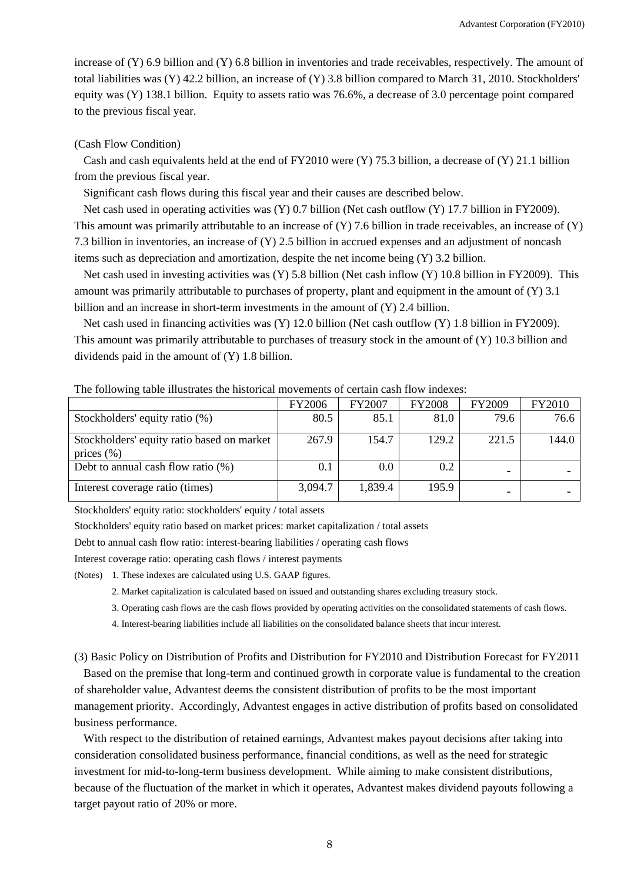increase of (Y) 6.9 billion and (Y) 6.8 billion in inventories and trade receivables, respectively. The amount of total liabilities was (Y) 42.2 billion, an increase of (Y) 3.8 billion compared to March 31, 2010. Stockholders' equity was (Y) 138.1 billion. Equity to assets ratio was 76.6%, a decrease of 3.0 percentage point compared to the previous fiscal year.

(Cash Flow Condition)

Cash and cash equivalents held at the end of FY2010 were (Y) 75.3 billion, a decrease of (Y) 21.1 billion from the previous fiscal year.

Significant cash flows during this fiscal year and their causes are described below.

Net cash used in operating activities was (Y) 0.7 billion (Net cash outflow (Y) 17.7 billion in FY2009). This amount was primarily attributable to an increase of (Y) 7.6 billion in trade receivables, an increase of (Y) 7.3 billion in inventories, an increase of (Y) 2.5 billion in accrued expenses and an adjustment of noncash items such as depreciation and amortization, despite the net income being (Y) 3.2 billion.

Net cash used in investing activities was (Y) 5.8 billion (Net cash inflow (Y) 10.8 billion in FY2009). This amount was primarily attributable to purchases of property, plant and equipment in the amount of (Y) 3.1 billion and an increase in short-term investments in the amount of (Y) 2.4 billion.

Net cash used in financing activities was (Y) 12.0 billion (Net cash outflow (Y) 1.8 billion in FY2009). This amount was primarily attributable to purchases of treasury stock in the amount of (Y) 10.3 billion and dividends paid in the amount of (Y) 1.8 billion.

The following table illustrates the historical movements of certain cash flow indexes:

| | FY2006 | FY2007 | FY2008 | FY2009 | FY2010 |
|---|---|---|---|---|---|
| Stockholders' equity ratio (%) | 80.5 | 85.1 | 81.0 | 79.6 | 76.6 |
| Stockholders' equity ratio based on market prices (%) | 267.9 | 154.7 | 129.2 | 221.5 | 144.0 |
| Debt to annual cash flow ratio (%) | 0.1 | 0.0 | 0.2 | - | - |
| Interest coverage ratio (times) | 3,094.7 | 1,839.4 | 195.9 | - | - |

Stockholders' equity ratio: stockholders' equity / total assets

Stockholders' equity ratio based on market prices: market capitalization / total assets

Debt to annual cash flow ratio: interest-bearing liabilities / operating cash flows

Interest coverage ratio: operating cash flows / interest payments

(Notes) 1. These indexes are calculated using U.S. GAAP figures.

2. Market capitalization is calculated based on issued and outstanding shares excluding treasury stock.

3. Operating cash flows are the cash flows provided by operating activities on the consolidated statements of cash flows.

4. Interest-bearing liabilities include all liabilities on the consolidated balance sheets that incur interest.

(3) Basic Policy on Distribution of Profits and Distribution for FY2010 and Distribution Forecast for FY2011

Based on the premise that long-term and continued growth in corporate value is fundamental to the creation of shareholder value, Advantest deems the consistent distribution of profits to be the most important management priority. Accordingly, Advantest engages in active distribution of profits based on consolidated business performance.

With respect to the distribution of retained earnings, Advantest makes payout decisions after taking into consideration consolidated business performance, financial conditions, as well as the need for strategic investment for mid-to-long-term business development. While aiming to make consistent distributions, because of the fluctuation of the market in which it operates, Advantest makes dividend payouts following a target payout ratio of 20% or more.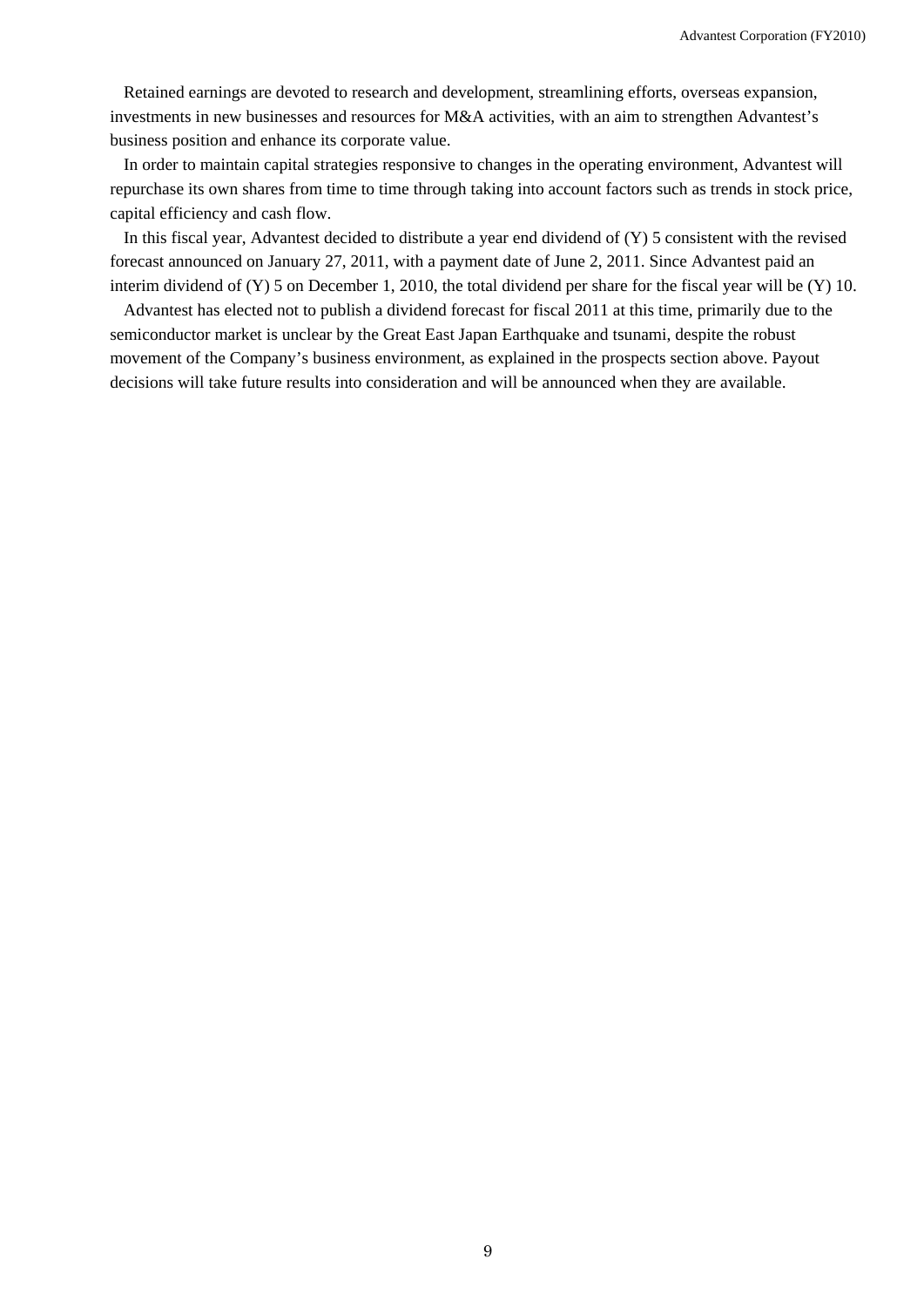Retained earnings are devoted to research and development, streamlining efforts, overseas expansion, investments in new businesses and resources for M&A activities, with an aim to strengthen Advantest's business position and enhance its corporate value.

In order to maintain capital strategies responsive to changes in the operating environment, Advantest will repurchase its own shares from time to time through taking into account factors such as trends in stock price, capital efficiency and cash flow.

In this fiscal year, Advantest decided to distribute a year end dividend of (Y) 5 consistent with the revised forecast announced on January 27, 2011, with a payment date of June 2, 2011. Since Advantest paid an interim dividend of (Y) 5 on December 1, 2010, the total dividend per share for the fiscal year will be (Y) 10.

Advantest has elected not to publish a dividend forecast for fiscal 2011 at this time, primarily due to the semiconductor market is unclear by the Great East Japan Earthquake and tsunami, despite the robust movement of the Company's business environment, as explained in the prospects section above. Payout decisions will take future results into consideration and will be announced when they are available.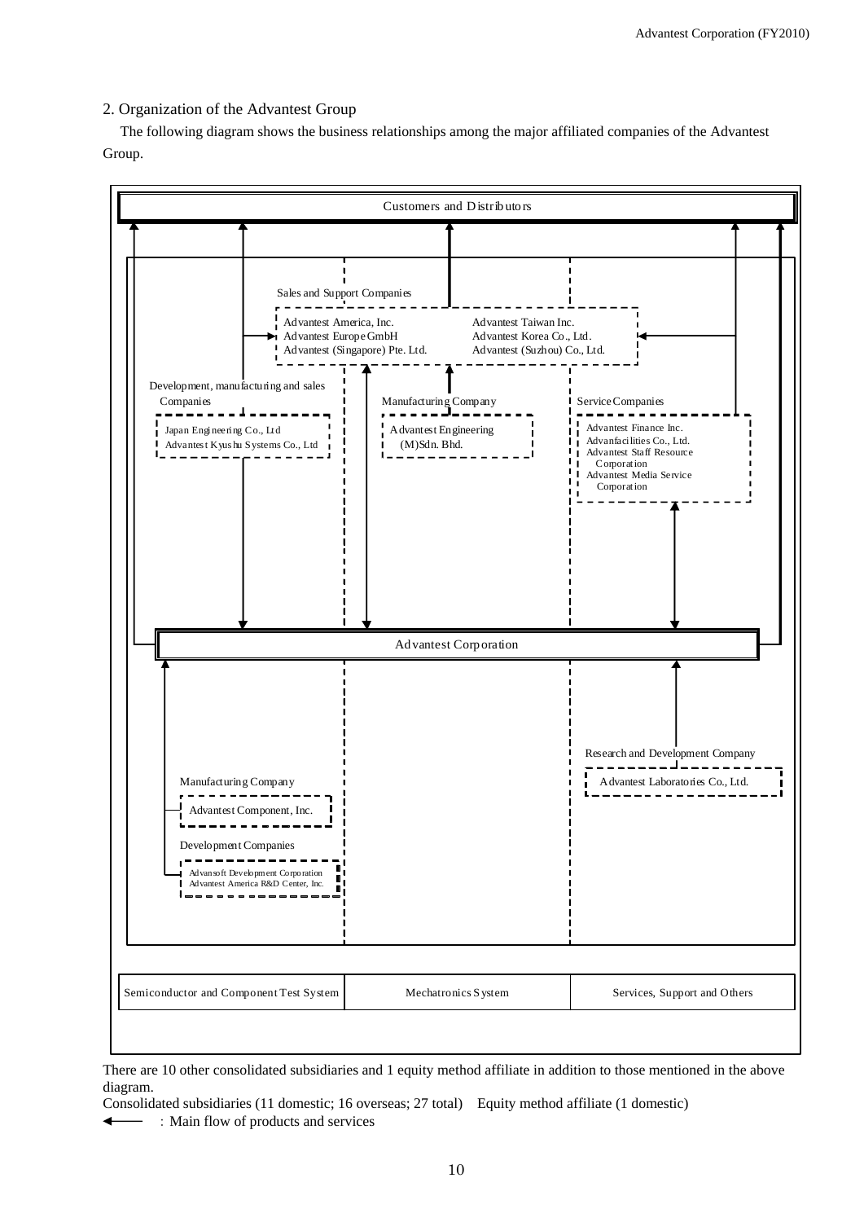## 2. Organization of the Advantest Group

The following diagram shows the business relationships among the major affiliated companies of the Advantest Group.

Customers and Distributors

Sales and Support Companies
- Advantest America, Inc.
- Advantest Europe GmbH
- Advantest (Singapore) Pte. Ltd.
- Advantest Taiwan Inc.
- Advantest Korea Co., Ltd.
- Advantest (Suzhou) Co., Ltd.

Development, manufacturing and sales Companies
- Japan Engineering Co., Ltd
- Advantest Kyushu Systems Co., Ltd

Manufacturing Company
- Advantest Engineering (M)Sdn. Bhd.

Service Companies
- Advantest Finance Inc.
- Advanfacilities Co., Ltd.
- Advantest Staff Resource Corporation
- Advantest Media Service Corporation

Advantest Corporation

Manufacturing Company
- Advantest Component, Inc.

Development Companies
- Advansoft Development Corporation
- Advantest America R&D Center, Inc.

Research and Development Company
- Advantest Laboratories Co., Ltd.

| Semiconductor and Component Test System | Mechatronics System | Services, Support and Others |
|---|---|---|

There are 10 other consolidated subsidiaries and 1 equity method affiliate in addition to those mentioned in the above diagram.

Consolidated subsidiaries (11 domestic; 16 overseas; 27 total) Equity method affiliate (1 domestic)

← : Main flow of products and services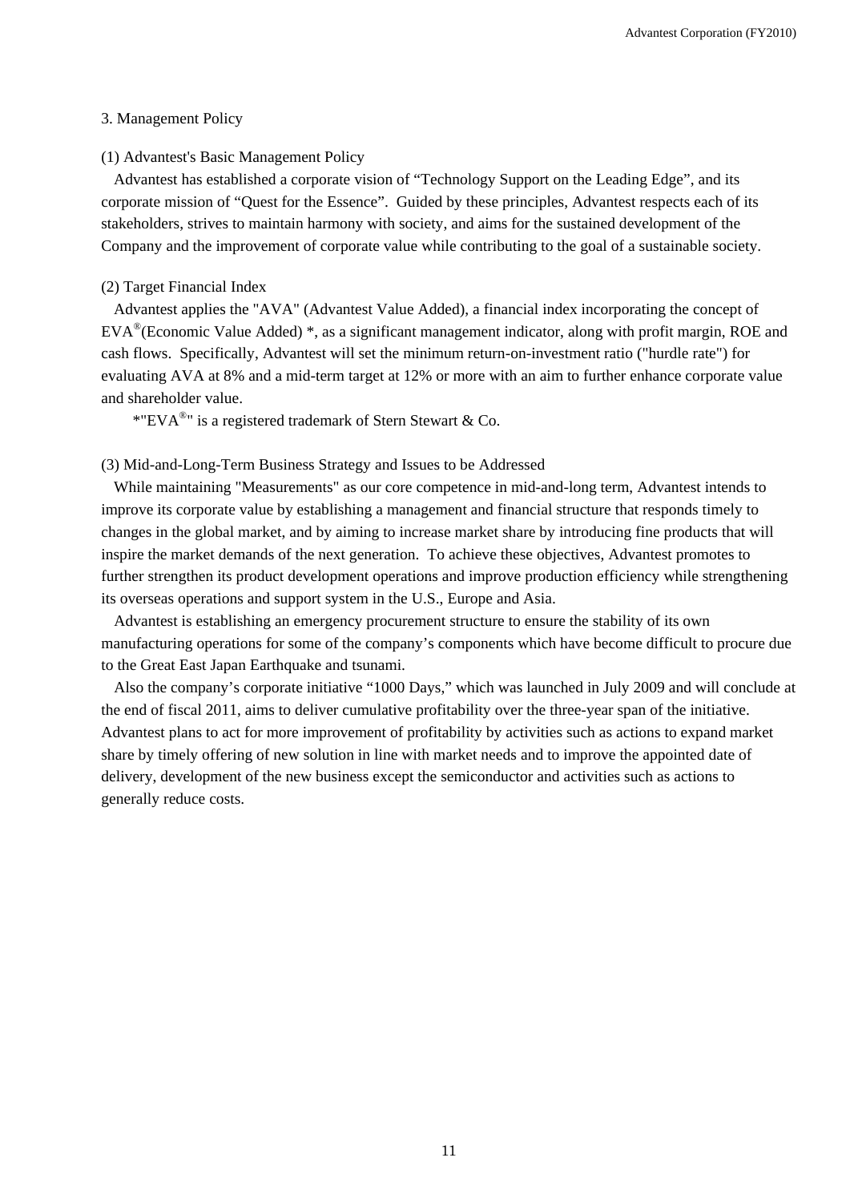## 3. Management Policy

### (1) Advantest's Basic Management Policy

Advantest has established a corporate vision of “Technology Support on the Leading Edge”, and its corporate mission of “Quest for the Essence”. Guided by these principles, Advantest respects each of its stakeholders, strives to maintain harmony with society, and aims for the sustained development of the Company and the improvement of corporate value while contributing to the goal of a sustainable society.

### (2) Target Financial Index

Advantest applies the "AVA" (Advantest Value Added), a financial index incorporating the concept of EVA®(Economic Value Added) *, as a significant management indicator, along with profit margin, ROE and cash flows. Specifically, Advantest will set the minimum return-on-investment ratio ("hurdle rate") for evaluating AVA at 8% and a mid-term target at 12% or more with an aim to further enhance corporate value and shareholder value.

*"EVA®" is a registered trademark of Stern Stewart & Co.

### (3) Mid-and-Long-Term Business Strategy and Issues to be Addressed

While maintaining "Measurements" as our core competence in mid-and-long term, Advantest intends to improve its corporate value by establishing a management and financial structure that responds timely to changes in the global market, and by aiming to increase market share by introducing fine products that will inspire the market demands of the next generation. To achieve these objectives, Advantest promotes to further strengthen its product development operations and improve production efficiency while strengthening its overseas operations and support system in the U.S., Europe and Asia.

Advantest is establishing an emergency procurement structure to ensure the stability of its own manufacturing operations for some of the company’s components which have become difficult to procure due to the Great East Japan Earthquake and tsunami.

Also the company’s corporate initiative “1000 Days,” which was launched in July 2009 and will conclude at the end of fiscal 2011, aims to deliver cumulative profitability over the three-year span of the initiative. Advantest plans to act for more improvement of profitability by activities such as actions to expand market share by timely offering of new solution in line with market needs and to improve the appointed date of delivery, development of the new business except the semiconductor and activities such as actions to generally reduce costs.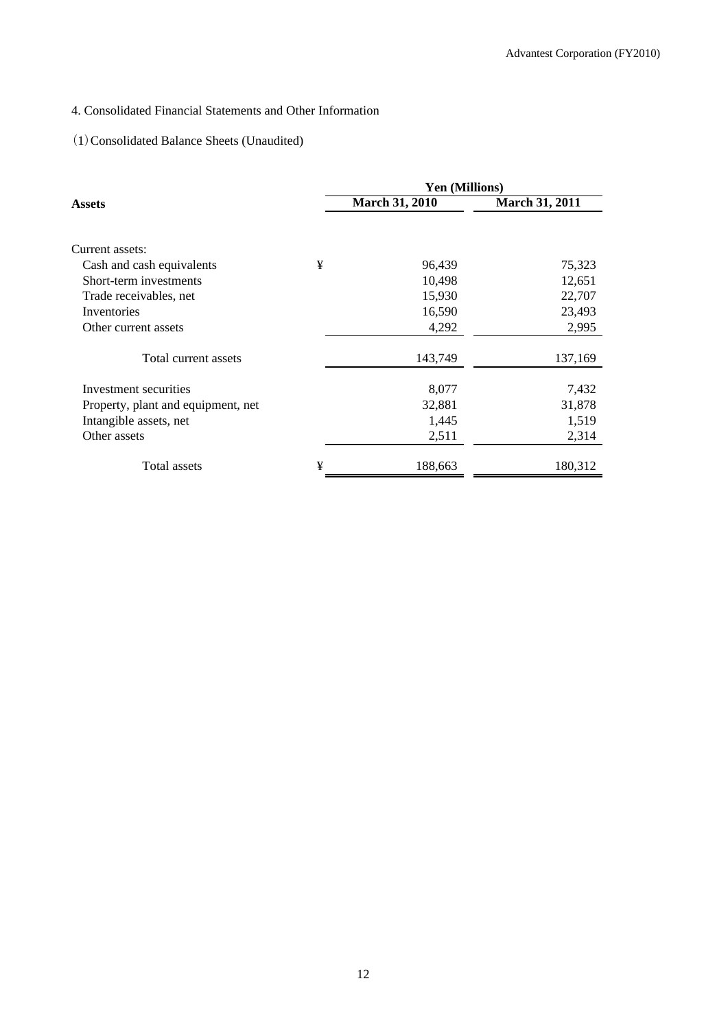## 4. Consolidated Financial Statements and Other Information

### (1) Consolidated Balance Sheets (Unaudited)

| Assets | | Yen (Millions) | |
|---|---|---|---|
| | | **March 31, 2010** | **March 31, 2011** |
| Current assets: | | | |
| Cash and cash equivalents | ¥ | 96,439 | 75,323 |
| Short-term investments | | 10,498 | 12,651 |
| Trade receivables, net | | 15,930 | 22,707 |
| Inventories | | 16,590 | 23,493 |
| Other current assets | | 4,292 | 2,995 |
| Total current assets | | 143,749 | 137,169 |
| Investment securities | | 8,077 | 7,432 |
| Property, plant and equipment, net | | 32,881 | 31,878 |
| Intangible assets, net | | 1,445 | 1,519 |
| Other assets | | 2,511 | 2,314 |
| Total assets | ¥ | 188,663 | 180,312 |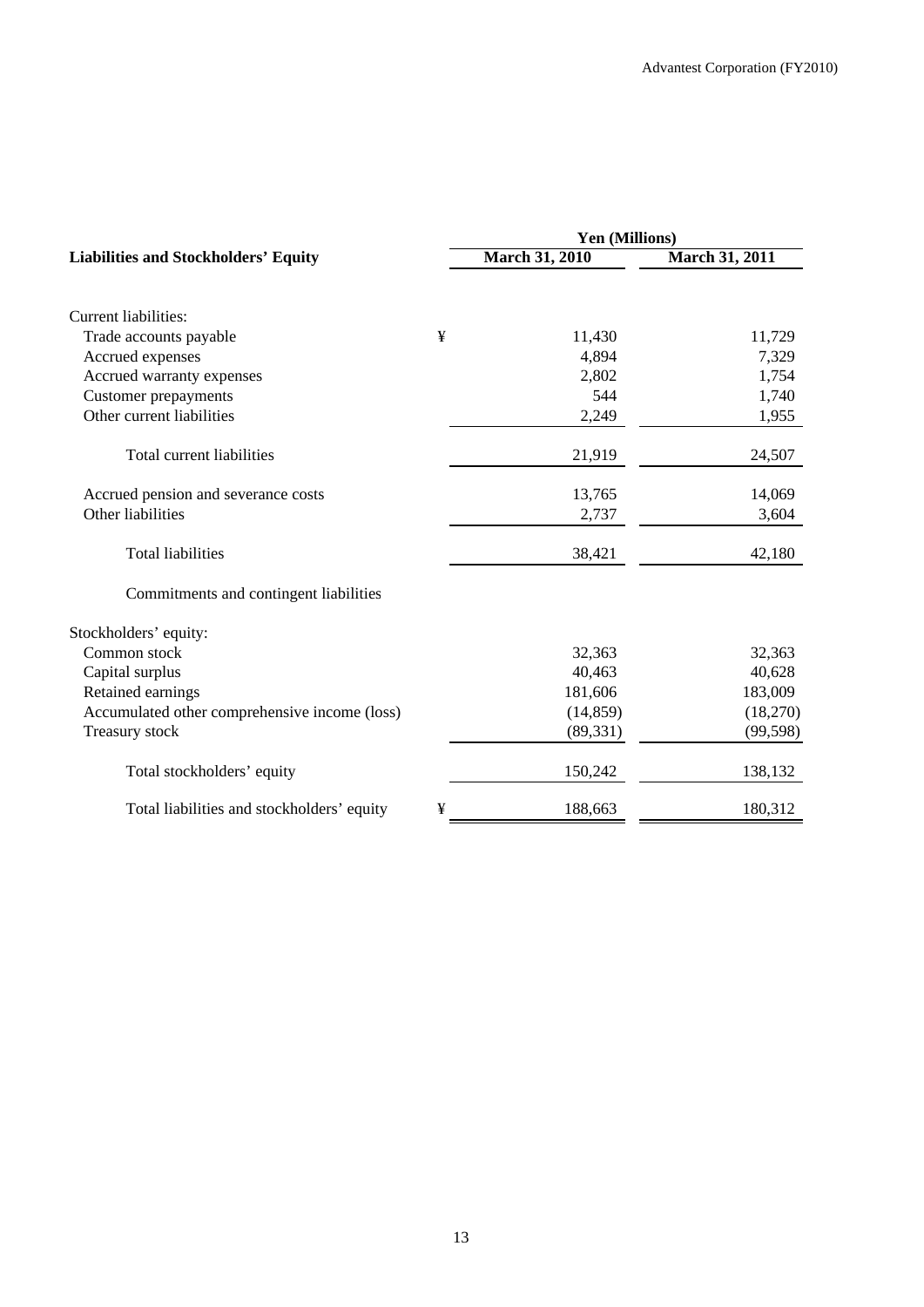| Liabilities and Stockholders' Equity | | Yen (Millions) | |
|---|---|---|---|
| | | March 31, 2010 | March 31, 2011 |
| Current liabilities: | | | |
| Trade accounts payable | ¥ | 11,430 | 11,729 |
| Accrued expenses | | 4,894 | 7,329 |
| Accrued warranty expenses | | 2,802 | 1,754 |
| Customer prepayments | | 544 | 1,740 |
| Other current liabilities | | 2,249 | 1,955 |
| Total current liabilities | | 21,919 | 24,507 |
| Accrued pension and severance costs | | 13,765 | 14,069 |
| Other liabilities | | 2,737 | 3,604 |
| Total liabilities | | 38,421 | 42,180 |
| Commitments and contingent liabilities | | | |
| Stockholders' equity: | | | |
| Common stock | | 32,363 | 32,363 |
| Capital surplus | | 40,463 | 40,628 |
| Retained earnings | | 181,606 | 183,009 |
| Accumulated other comprehensive income (loss) | | (14,859) | (18,270) |
| Treasury stock | | (89,331) | (99,598) |
| Total stockholders' equity | | 150,242 | 138,132 |
| Total liabilities and stockholders' equity | ¥ | 188,663 | 180,312 |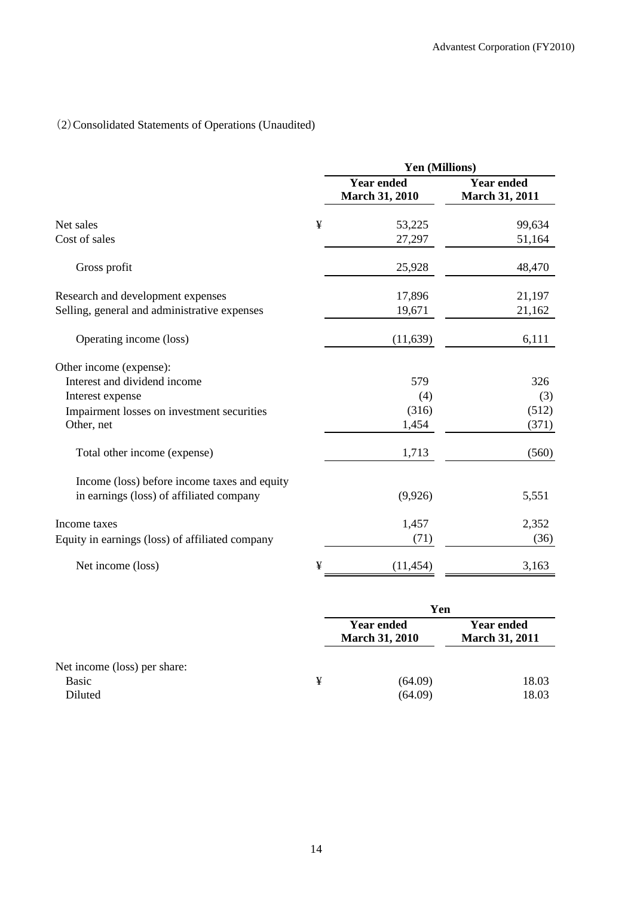（2）Consolidated Statements of Operations (Unaudited)

| | | Yen (Millions) | |
|---|---|---|---|
| | | Year ended March 31, 2010 | Year ended March 31, 2011 |
| Net sales | ¥ | 53,225 | 99,634 |
| Cost of sales | | 27,297 | 51,164 |
| Gross profit | | 25,928 | 48,470 |
| Research and development expenses | | 17,896 | 21,197 |
| Selling, general and administrative expenses | | 19,671 | 21,162 |
| Operating income (loss) | | (11,639) | 6,111 |
| Other income (expense): | | | |
| Interest and dividend income | | 579 | 326 |
| Interest expense | | (4) | (3) |
| Impairment losses on investment securities | | (316) | (512) |
| Other, net | | 1,454 | (371) |
| Total other income (expense) | | 1,713 | (560) |
| Income (loss) before income taxes and equity in earnings (loss) of affiliated company | | (9,926) | 5,551 |
| Income taxes | | 1,457 | 2,352 |
| Equity in earnings (loss) of affiliated company | | (71) | (36) |
| Net income (loss) | ¥ | (11,454) | 3,163 |

| | | Yen | |
|---|---|---|---|
| | | Year ended March 31, 2010 | Year ended March 31, 2011 |
| Net income (loss) per share: | | | |
| Basic | ¥ | (64.09) | 18.03 |
| Diluted | | (64.09) | 18.03 |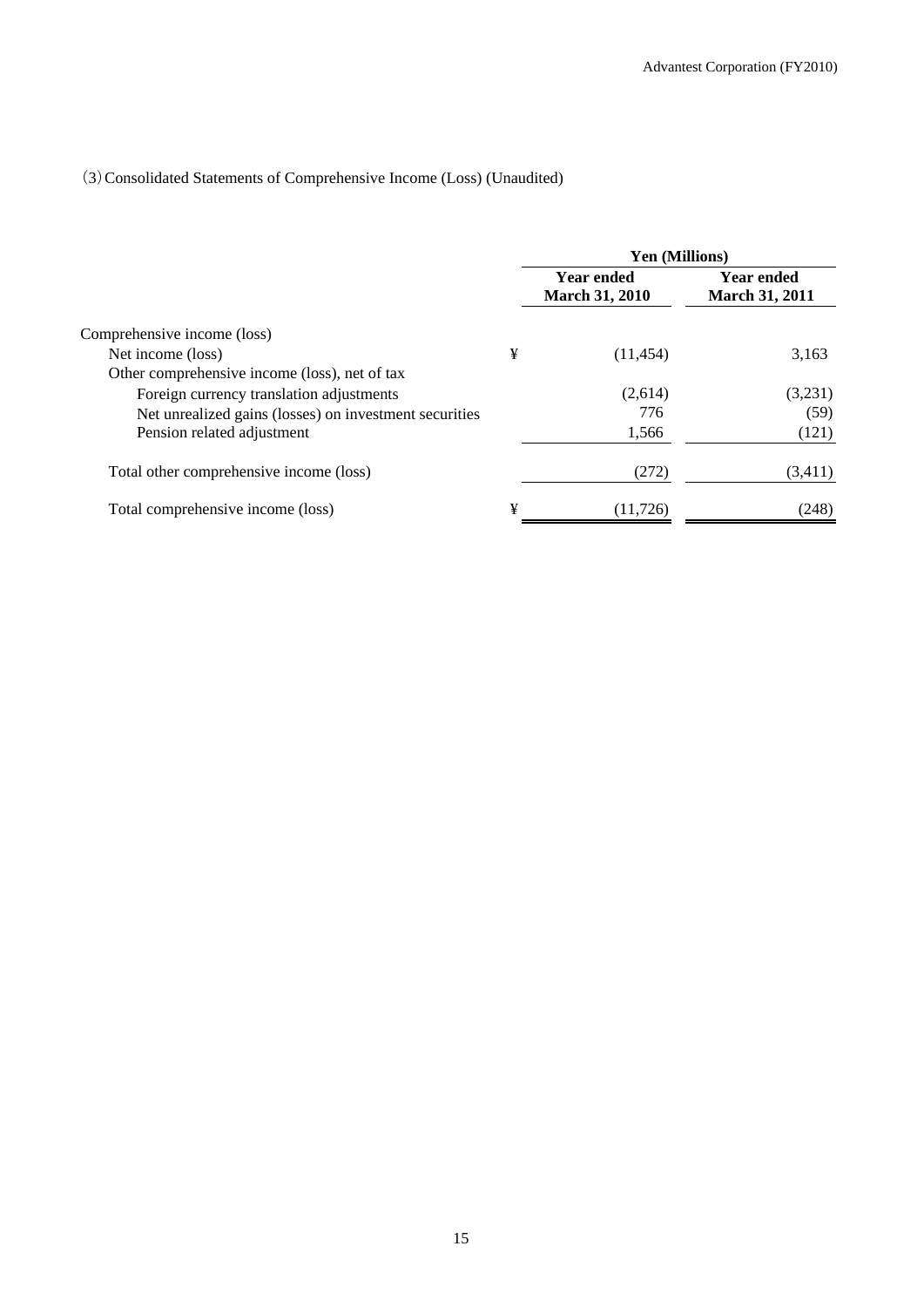(3) Consolidated Statements of Comprehensive Income (Loss) (Unaudited)

| | | Yen (Millions) | |
|---|---|---|---|
| | | Year ended March 31, 2010 | Year ended March 31, 2011 |
| Comprehensive income (loss) | | | |
| Net income (loss) | ¥ | (11,454) | 3,163 |
| Other comprehensive income (loss), net of tax | | | |
| Foreign currency translation adjustments | | (2,614) | (3,231) |
| Net unrealized gains (losses) on investment securities | | 776 | (59) |
| Pension related adjustment | | 1,566 | (121) |
| Total other comprehensive income (loss) | | (272) | (3,411) |
| Total comprehensive income (loss) | ¥ | (11,726) | (248) |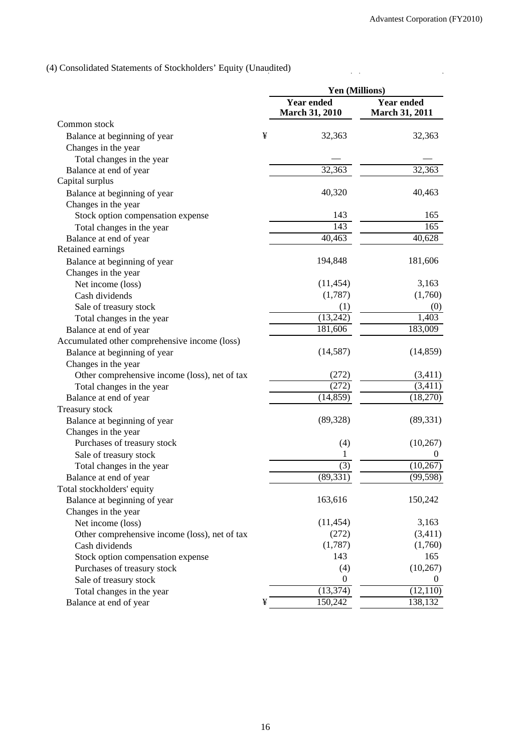(4) Consolidated Statements of Stockholders' Equity (Unaudited)

| | Yen (Millions) | |
|---|---|---|
| | Year ended March 31, 2010 | Year ended March 31, 2011 |
| Common stock | | |
| Balance at beginning of year | ¥ 32,363 | 32,363 |
| Changes in the year | | |
| Total changes in the year | — | — |
| Balance at end of year | 32,363 | 32,363 |
| Capital surplus | | |
| Balance at beginning of year | 40,320 | 40,463 |
| Changes in the year | | |
| Stock option compensation expense | 143 | 165 |
| Total changes in the year | 143 | 165 |
| Balance at end of year | 40,463 | 40,628 |
| Retained earnings | | |
| Balance at beginning of year | 194,848 | 181,606 |
| Changes in the year | | |
| Net income (loss) | (11,454) | 3,163 |
| Cash dividends | (1,787) | (1,760) |
| Sale of treasury stock | (1) | (0) |
| Total changes in the year | (13,242) | 1,403 |
| Balance at end of year | 181,606 | 183,009 |
| Accumulated other comprehensive income (loss) | | |
| Balance at beginning of year | (14,587) | (14,859) |
| Changes in the year | | |
| Other comprehensive income (loss), net of tax | (272) | (3,411) |
| Total changes in the year | (272) | (3,411) |
| Balance at end of year | (14,859) | (18,270) |
| Treasury stock | | |
| Balance at beginning of year | (89,328) | (89,331) |
| Changes in the year | | |
| Purchases of treasury stock | (4) | (10,267) |
| Sale of treasury stock | 1 | 0 |
| Total changes in the year | (3) | (10,267) |
| Balance at end of year | (89,331) | (99,598) |
| Total stockholders' equity | | |
| Balance at beginning of year | 163,616 | 150,242 |
| Changes in the year | | |
| Net income (loss) | (11,454) | 3,163 |
| Other comprehensive income (loss), net of tax | (272) | (3,411) |
| Cash dividends | (1,787) | (1,760) |
| Stock option compensation expense | 143 | 165 |
| Purchases of treasury stock | (4) | (10,267) |
| Sale of treasury stock | 0 | 0 |
| Total changes in the year | (13,374) | (12,110) |
| Balance at end of year | ¥ 150,242 | 138,132 |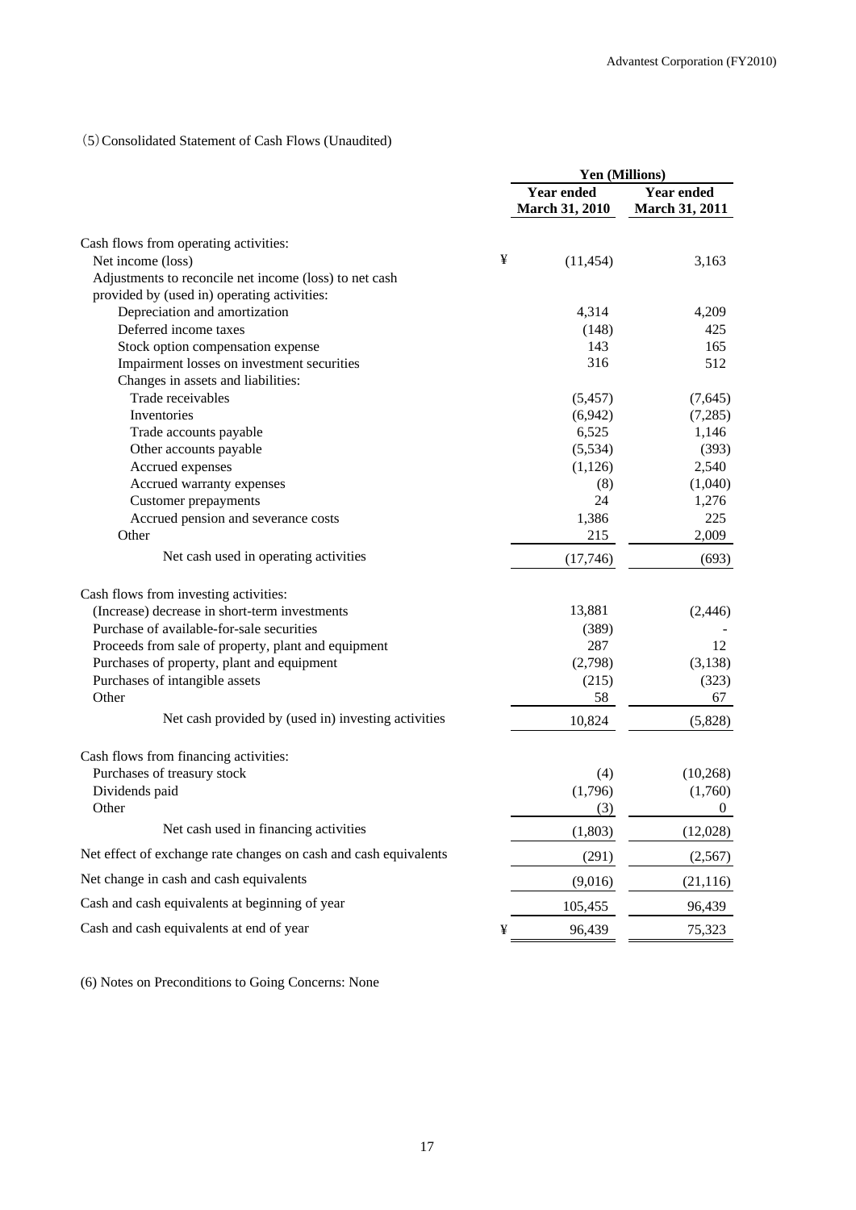（5）Consolidated Statement of Cash Flows (Unaudited)

| | Yen (Millions) | |
|---|---|---|
| | Year ended March 31, 2010 | Year ended March 31, 2011 |
| Cash flows from operating activities: | | |
| Net income (loss) | ¥ (11,454) | 3,163 |
| Adjustments to reconcile net income (loss) to net cash provided by (used in) operating activities: | | |
| Depreciation and amortization | 4,314 | 4,209 |
| Deferred income taxes | (148) | 425 |
| Stock option compensation expense | 143 | 165 |
| Impairment losses on investment securities | 316 | 512 |
| Changes in assets and liabilities: | | |
| Trade receivables | (5,457) | (7,645) |
| Inventories | (6,942) | (7,285) |
| Trade accounts payable | 6,525 | 1,146 |
| Other accounts payable | (5,534) | (393) |
| Accrued expenses | (1,126) | 2,540 |
| Accrued warranty expenses | (8) | (1,040) |
| Customer prepayments | 24 | 1,276 |
| Accrued pension and severance costs | 1,386 | 225 |
| Other | 215 | 2,009 |
| Net cash used in operating activities | (17,746) | (693) |
| Cash flows from investing activities: | | |
| (Increase) decrease in short-term investments | 13,881 | (2,446) |
| Purchase of available-for-sale securities | (389) | - |
| Proceeds from sale of property, plant and equipment | 287 | 12 |
| Purchases of property, plant and equipment | (2,798) | (3,138) |
| Purchases of intangible assets | (215) | (323) |
| Other | 58 | 67 |
| Net cash provided by (used in) investing activities | 10,824 | (5,828) |
| Cash flows from financing activities: | | |
| Purchases of treasury stock | (4) | (10,268) |
| Dividends paid | (1,796) | (1,760) |
| Other | (3) | 0 |
| Net cash used in financing activities | (1,803) | (12,028) |
| Net effect of exchange rate changes on cash and cash equivalents | (291) | (2,567) |
| Net change in cash and cash equivalents | (9,016) | (21,116) |
| Cash and cash equivalents at beginning of year | 105,455 | 96,439 |
| Cash and cash equivalents at end of year | ¥ 96,439 | 75,323 |

(6) Notes on Preconditions to Going Concerns: None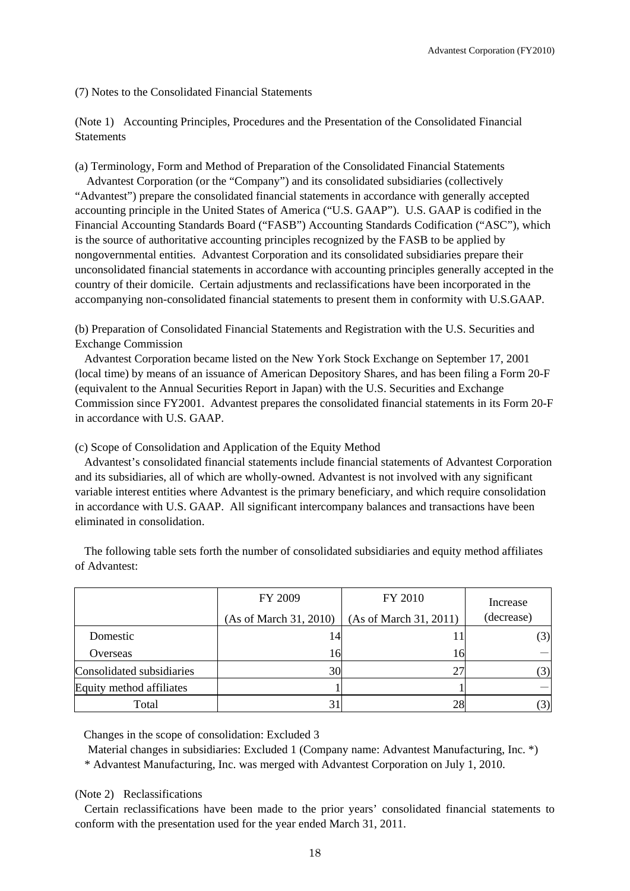(7) Notes to the Consolidated Financial Statements

(Note 1) Accounting Principles, Procedures and the Presentation of the Consolidated Financial Statements

(a) Terminology, Form and Method of Preparation of the Consolidated Financial Statements

Advantest Corporation (or the "Company") and its consolidated subsidiaries (collectively "Advantest") prepare the consolidated financial statements in accordance with generally accepted accounting principle in the United States of America ("U.S. GAAP"). U.S. GAAP is codified in the Financial Accounting Standards Board ("FASB") Accounting Standards Codification ("ASC"), which is the source of authoritative accounting principles recognized by the FASB to be applied by nongovernmental entities. Advantest Corporation and its consolidated subsidiaries prepare their unconsolidated financial statements in accordance with accounting principles generally accepted in the country of their domicile. Certain adjustments and reclassifications have been incorporated in the accompanying non-consolidated financial statements to present them in conformity with U.S.GAAP.

(b) Preparation of Consolidated Financial Statements and Registration with the U.S. Securities and Exchange Commission

Advantest Corporation became listed on the New York Stock Exchange on September 17, 2001 (local time) by means of an issuance of American Depository Shares, and has been filing a Form 20-F (equivalent to the Annual Securities Report in Japan) with the U.S. Securities and Exchange Commission since FY2001. Advantest prepares the consolidated financial statements in its Form 20-F in accordance with U.S. GAAP.

(c) Scope of Consolidation and Application of the Equity Method

Advantest's consolidated financial statements include financial statements of Advantest Corporation and its subsidiaries, all of which are wholly-owned. Advantest is not involved with any significant variable interest entities where Advantest is the primary beneficiary, and which require consolidation in accordance with U.S. GAAP. All significant intercompany balances and transactions have been eliminated in consolidation.

The following table sets forth the number of consolidated subsidiaries and equity method affiliates of Advantest:

| | FY 2009 (As of March 31, 2010) | FY 2010 (As of March 31, 2011) | Increase (decrease) |
|---|---|---|---|
| Domestic | 14 | 11 | (3) |
| Overseas | 16 | 16 | — |
| Consolidated subsidiaries | 30 | 27 | (3) |
| Equity method affiliates | 1 | 1 | — |
| Total | 31 | 28 | (3) |

Changes in the scope of consolidation: Excluded 3

Material changes in subsidiaries: Excluded 1 (Company name: Advantest Manufacturing, Inc. *)

\* Advantest Manufacturing, Inc. was merged with Advantest Corporation on July 1, 2010.

(Note 2) Reclassifications

Certain reclassifications have been made to the prior years' consolidated financial statements to conform with the presentation used for the year ended March 31, 2011.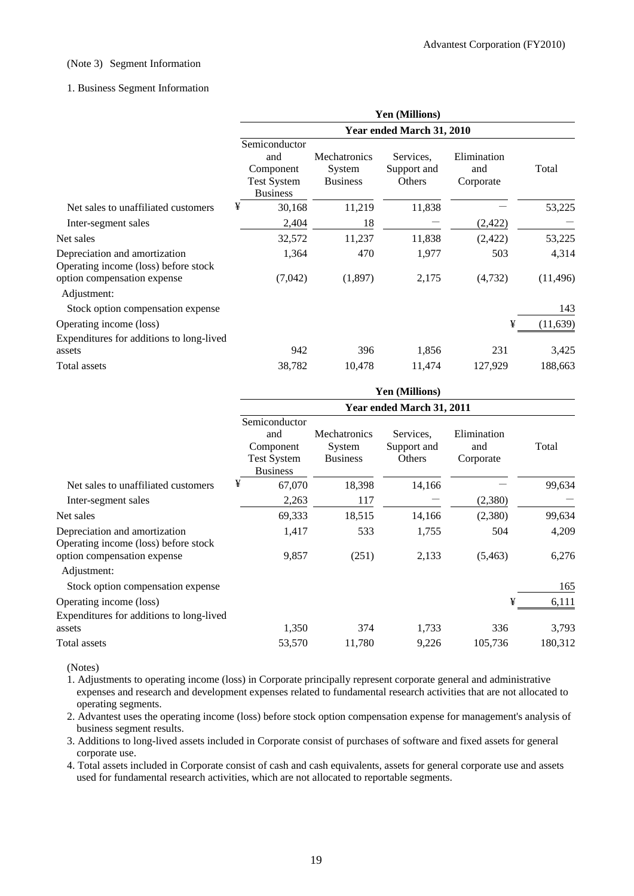(Note 3) Segment Information

1. Business Segment Information

| | Yen (Millions) | | | | |
|---|---|---|---|---|---|
| | Year ended March 31, 2010 | | | | |
| | Semiconductor and Component Test System Business | Mechatronics System Business | Services, Support and Others | Elimination and Corporate | Total |
| Net sales to unaffiliated customers | ¥ 30,168 | 11,219 | 11,838 | — | 53,225 |
| Inter-segment sales | 2,404 | 18 | — | (2,422) | — |
| Net sales | 32,572 | 11,237 | 11,838 | (2,422) | 53,225 |
| Depreciation and amortization | 1,364 | 470 | 1,977 | 503 | 4,314 |
| Operating income (loss) before stock option compensation expense | (7,042) | (1,897) | 2,175 | (4,732) | (11,496) |
| Adjustment: | | | | | |
| Stock option compensation expense | | | | | 143 |
| Operating income (loss) | | | | ¥ | (11,639) |
| Expenditures for additions to long-lived assets | 942 | 396 | 1,856 | 231 | 3,425 |
| Total assets | 38,782 | 10,478 | 11,474 | 127,929 | 188,663 |

| | Yen (Millions) | | | | |
|---|---|---|---|---|---|
| | Year ended March 31, 2011 | | | | |
| | Semiconductor and Component Test System Business | Mechatronics System Business | Services, Support and Others | Elimination and Corporate | Total |
| Net sales to unaffiliated customers | ¥ 67,070 | 18,398 | 14,166 | — | 99,634 |
| Inter-segment sales | 2,263 | 117 | — | (2,380) | — |
| Net sales | 69,333 | 18,515 | 14,166 | (2,380) | 99,634 |
| Depreciation and amortization | 1,417 | 533 | 1,755 | 504 | 4,209 |
| Operating income (loss) before stock option compensation expense | 9,857 | (251) | 2,133 | (5,463) | 6,276 |
| Adjustment: | | | | | |
| Stock option compensation expense | | | | | 165 |
| Operating income (loss) | | | | ¥ | 6,111 |
| Expenditures for additions to long-lived assets | 1,350 | 374 | 1,733 | 336 | 3,793 |
| Total assets | 53,570 | 11,780 | 9,226 | 105,736 | 180,312 |

(Notes)

1. Adjustments to operating income (loss) in Corporate principally represent corporate general and administrative expenses and research and development expenses related to fundamental research activities that are not allocated to operating segments.
2. Advantest uses the operating income (loss) before stock option compensation expense for management's analysis of business segment results.
3. Additions to long-lived assets included in Corporate consist of purchases of software and fixed assets for general corporate use.
4. Total assets included in Corporate consist of cash and cash equivalents, assets for general corporate use and assets used for fundamental research activities, which are not allocated to reportable segments.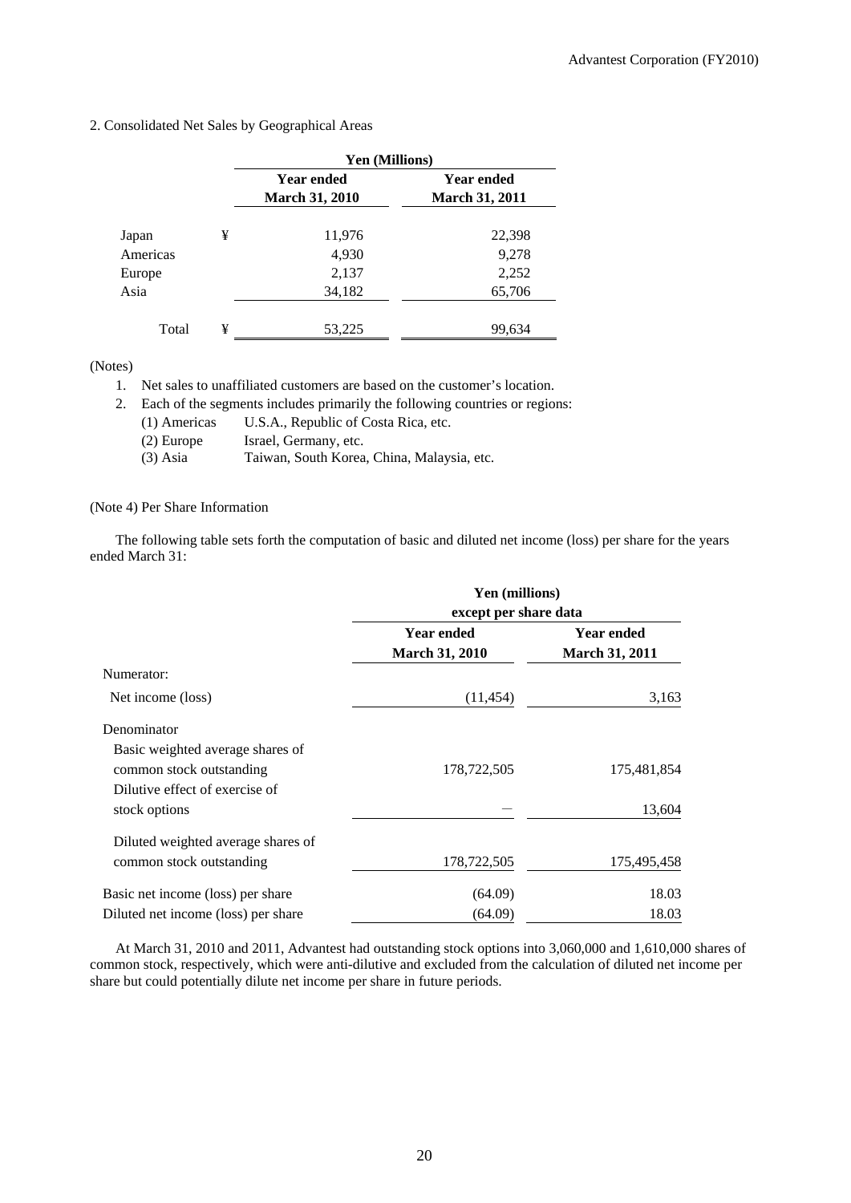2. Consolidated Net Sales by Geographical Areas

| | | Yen (Millions) | |
|---|---|---|---|
| | | Year ended March 31, 2010 | Year ended March 31, 2011 |
| Japan | ¥ | 11,976 | 22,398 |
| Americas | | 4,930 | 9,278 |
| Europe | | 2,137 | 2,252 |
| Asia | | 34,182 | 65,706 |
| Total | ¥ | 53,225 | 99,634 |

(Notes)

1. Net sales to unaffiliated customers are based on the customer's location.
2. Each of the segments includes primarily the following countries or regions:
   - (1) Americas U.S.A., Republic of Costa Rica, etc.
   - (2) Europe Israel, Germany, etc.
   - (3) Asia Taiwan, South Korea, China, Malaysia, etc.

(Note 4) Per Share Information

The following table sets forth the computation of basic and diluted net income (loss) per share for the years ended March 31:

| | Yen (millions) except per share data | |
|---|---|---|
| | Year ended March 31, 2010 | Year ended March 31, 2011 |
| Numerator: | | |
| Net income (loss) | (11,454) | 3,163 |
| Denominator | | |
| Basic weighted average shares of common stock outstanding | 178,722,505 | 175,481,854 |
| Dilutive effect of exercise of stock options | — | 13,604 |
| Diluted weighted average shares of common stock outstanding | 178,722,505 | 175,495,458 |
| Basic net income (loss) per share | (64.09) | 18.03 |
| Diluted net income (loss) per share | (64.09) | 18.03 |

At March 31, 2010 and 2011, Advantest had outstanding stock options into 3,060,000 and 1,610,000 shares of common stock, respectively, which were anti-dilutive and excluded from the calculation of diluted net income per share but could potentially dilute net income per share in future periods.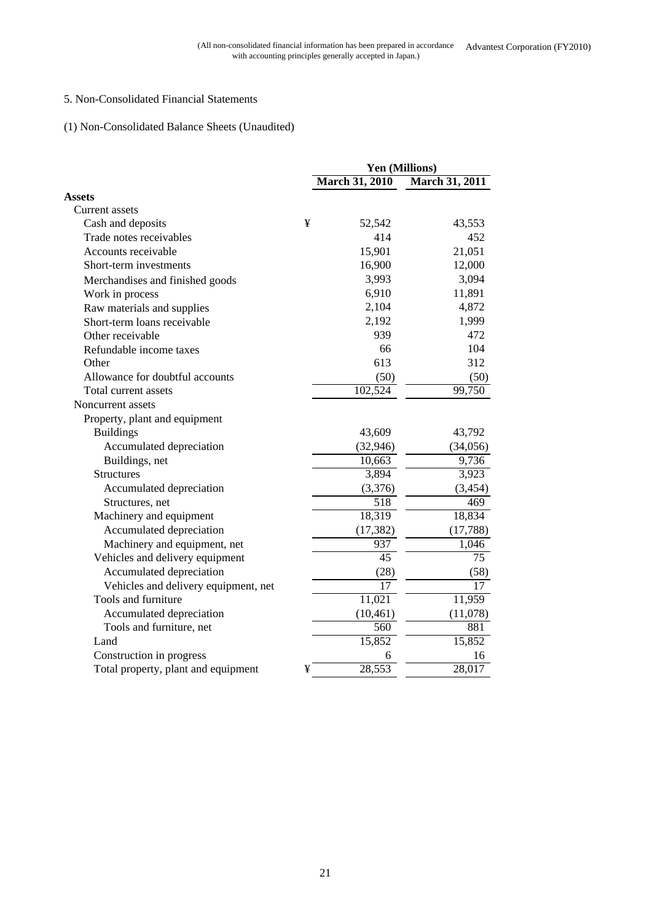(All non-consolidated financial information has been prepared in accordance with accounting principles generally accepted in Japan.)

5. Non-Consolidated Financial Statements

(1) Non-Consolidated Balance Sheets (Unaudited)

| | | Yen (Millions) | |
|---|---|---|---|
| | | March 31, 2010 | March 31, 2011 |
| **Assets** | | | |
| Current assets | | | |
| Cash and deposits | ¥ | 52,542 | 43,553 |
| Trade notes receivables | | 414 | 452 |
| Accounts receivable | | 15,901 | 21,051 |
| Short-term investments | | 16,900 | 12,000 |
| Merchandises and finished goods | | 3,993 | 3,094 |
| Work in process | | 6,910 | 11,891 |
| Raw materials and supplies | | 2,104 | 4,872 |
| Short-term loans receivable | | 2,192 | 1,999 |
| Other receivable | | 939 | 472 |
| Refundable income taxes | | 66 | 104 |
| Other | | 613 | 312 |
| Allowance for doubtful accounts | | (50) | (50) |
| Total current assets | | 102,524 | 99,750 |
| Noncurrent assets | | | |
| Property, plant and equipment | | | |
| Buildings | | 43,609 | 43,792 |
| Accumulated depreciation | | (32,946) | (34,056) |
| Buildings, net | | 10,663 | 9,736 |
| Structures | | 3,894 | 3,923 |
| Accumulated depreciation | | (3,376) | (3,454) |
| Structures, net | | 518 | 469 |
| Machinery and equipment | | 18,319 | 18,834 |
| Accumulated depreciation | | (17,382) | (17,788) |
| Machinery and equipment, net | | 937 | 1,046 |
| Vehicles and delivery equipment | | 45 | 75 |
| Accumulated depreciation | | (28) | (58) |
| Vehicles and delivery equipment, net | | 17 | 17 |
| Tools and furniture | | 11,021 | 11,959 |
| Accumulated depreciation | | (10,461) | (11,078) |
| Tools and furniture, net | | 560 | 881 |
| Land | | 15,852 | 15,852 |
| Construction in progress | | 6 | 16 |
| Total property, plant and equipment | ¥ | 28,553 | 28,017 |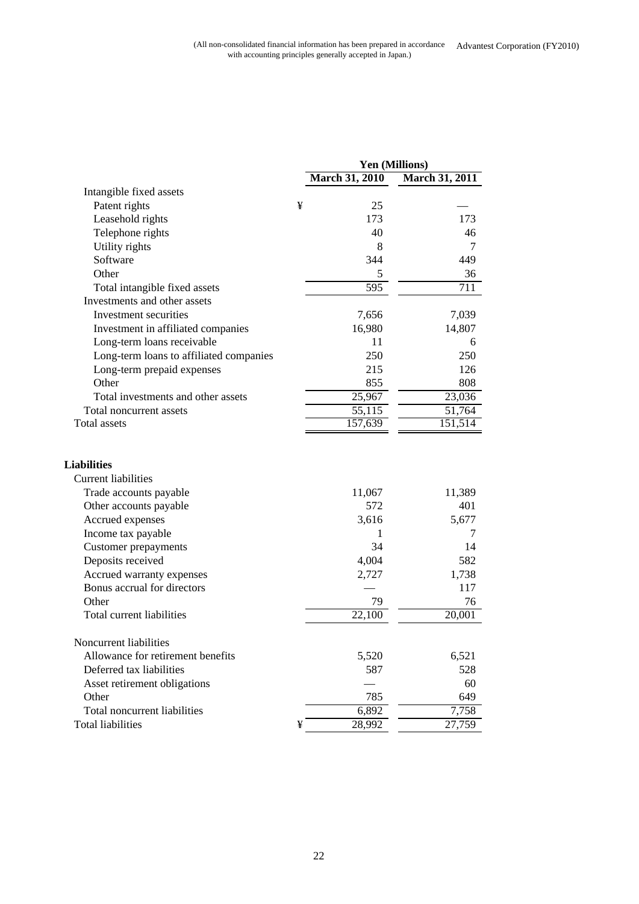(All non-consolidated financial information has been prepared in accordance with accounting principles generally accepted in Japan.)

| | Yen (Millions) | |
|---|---|---|
| | March 31, 2010 | March 31, 2011 |
| Intangible fixed assets | | |
| Patent rights | ¥ 25 | — |
| Leasehold rights | 173 | 173 |
| Telephone rights | 40 | 46 |
| Utility rights | 8 | 7 |
| Software | 344 | 449 |
| Other | 5 | 36 |
| Total intangible fixed assets | 595 | 711 |
| Investments and other assets | | |
| Investment securities | 7,656 | 7,039 |
| Investment in affiliated companies | 16,980 | 14,807 |
| Long-term loans receivable | 11 | 6 |
| Long-term loans to affiliated companies | 250 | 250 |
| Long-term prepaid expenses | 215 | 126 |
| Other | 855 | 808 |
| Total investments and other assets | 25,967 | 23,036 |
| Total noncurrent assets | 55,115 | 51,764 |
| Total assets | 157,639 | 151,514 |
| **Liabilities** | | |
| Current liabilities | | |
| Trade accounts payable | 11,067 | 11,389 |
| Other accounts payable | 572 | 401 |
| Accrued expenses | 3,616 | 5,677 |
| Income tax payable | 1 | 7 |
| Customer prepayments | 34 | 14 |
| Deposits received | 4,004 | 582 |
| Accrued warranty expenses | 2,727 | 1,738 |
| Bonus accrual for directors | — | 117 |
| Other | 79 | 76 |
| Total current liabilities | 22,100 | 20,001 |
| Noncurrent liabilities | | |
| Allowance for retirement benefits | 5,520 | 6,521 |
| Deferred tax liabilities | 587 | 528 |
| Asset retirement obligations | — | 60 |
| Other | 785 | 649 |
| Total noncurrent liabilities | 6,892 | 7,758 |
| Total liabilities | ¥ 28,992 | 27,759 |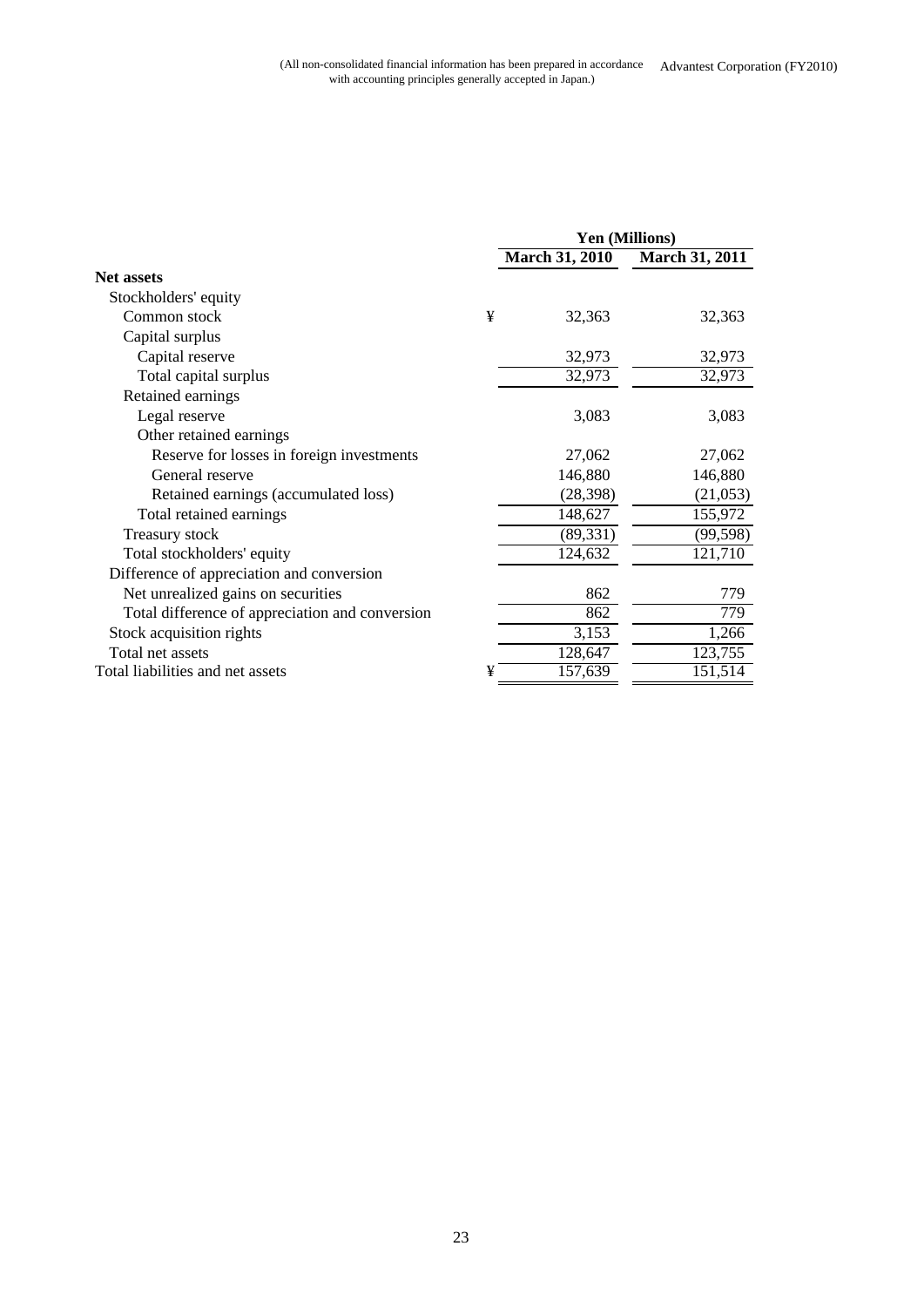(All non-consolidated financial information has been prepared in accordance with accounting principles generally accepted in Japan.)

| | | Yen (Millions) | |
|---|---|---|---|
| | | March 31, 2010 | March 31, 2011 |
| **Net assets** | | | |
| Stockholders' equity | | | |
| Common stock | ¥ | 32,363 | 32,363 |
| Capital surplus | | | |
| Capital reserve | | 32,973 | 32,973 |
| Total capital surplus | | 32,973 | 32,973 |
| Retained earnings | | | |
| Legal reserve | | 3,083 | 3,083 |
| Other retained earnings | | | |
| Reserve for losses in foreign investments | | 27,062 | 27,062 |
| General reserve | | 146,880 | 146,880 |
| Retained earnings (accumulated loss) | | (28,398) | (21,053) |
| Total retained earnings | | 148,627 | 155,972 |
| Treasury stock | | (89,331) | (99,598) |
| Total stockholders' equity | | 124,632 | 121,710 |
| Difference of appreciation and conversion | | | |
| Net unrealized gains on securities | | 862 | 779 |
| Total difference of appreciation and conversion | | 862 | 779 |
| Stock acquisition rights | | 3,153 | 1,266 |
| Total net assets | | 128,647 | 123,755 |
| Total liabilities and net assets | ¥ | 157,639 | 151,514 |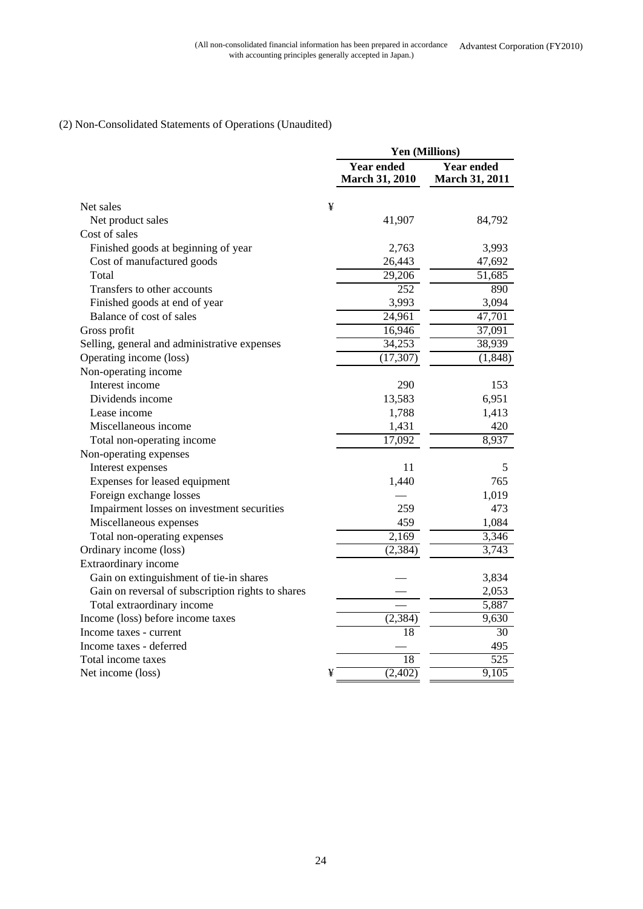(All non-consolidated financial information has been prepared in accordance with accounting principles generally accepted in Japan.)

(2) Non-Consolidated Statements of Operations (Unaudited)

| | | Yen (Millions) | |
|---|---|---|---|
| | | Year ended March 31, 2010 | Year ended March 31, 2011 |
| Net sales | ¥ | | |
| Net product sales | | 41,907 | 84,792 |
| Cost of sales | | | |
| Finished goods at beginning of year | | 2,763 | 3,993 |
| Cost of manufactured goods | | 26,443 | 47,692 |
| Total | | 29,206 | 51,685 |
| Transfers to other accounts | | 252 | 890 |
| Finished goods at end of year | | 3,993 | 3,094 |
| Balance of cost of sales | | 24,961 | 47,701 |
| Gross profit | | 16,946 | 37,091 |
| Selling, general and administrative expenses | | 34,253 | 38,939 |
| Operating income (loss) | | (17,307) | (1,848) |
| Non-operating income | | | |
| Interest income | | 290 | 153 |
| Dividends income | | 13,583 | 6,951 |
| Lease income | | 1,788 | 1,413 |
| Miscellaneous income | | 1,431 | 420 |
| Total non-operating income | | 17,092 | 8,937 |
| Non-operating expenses | | | |
| Interest expenses | | 11 | 5 |
| Expenses for leased equipment | | 1,440 | 765 |
| Foreign exchange losses | | — | 1,019 |
| Impairment losses on investment securities | | 259 | 473 |
| Miscellaneous expenses | | 459 | 1,084 |
| Total non-operating expenses | | 2,169 | 3,346 |
| Ordinary income (loss) | | (2,384) | 3,743 |
| Extraordinary income | | | |
| Gain on extinguishment of tie-in shares | | — | 3,834 |
| Gain on reversal of subscription rights to shares | | — | 2,053 |
| Total extraordinary income | | — | 5,887 |
| Income (loss) before income taxes | | (2,384) | 9,630 |
| Income taxes - current | | 18 | 30 |
| Income taxes - deferred | | — | 495 |
| Total income taxes | | 18 | 525 |
| Net income (loss) | ¥ | (2,402) | 9,105 |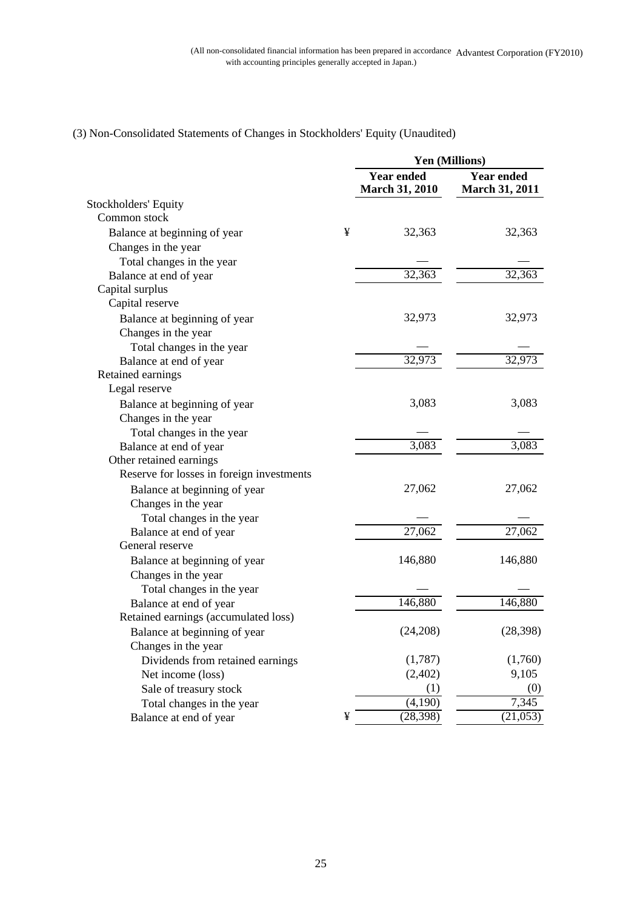(All non-consolidated financial information has been prepared in accordance with accounting principles generally accepted in Japan.)

(3) Non-Consolidated Statements of Changes in Stockholders' Equity (Unaudited)

| | | Yen (Millions) | |
|---|---|---|---|
| | | **Year ended March 31, 2010** | **Year ended March 31, 2011** |
| Stockholders' Equity | | | |
| Common stock | | | |
| Balance at beginning of year | ¥ | 32,363 | 32,363 |
| Changes in the year | | | |
| Total changes in the year | | — | — |
| Balance at end of year | | 32,363 | 32,363 |
| Capital surplus | | | |
| Capital reserve | | | |
| Balance at beginning of year | | 32,973 | 32,973 |
| Changes in the year | | | |
| Total changes in the year | | — | — |
| Balance at end of year | | 32,973 | 32,973 |
| Retained earnings | | | |
| Legal reserve | | | |
| Balance at beginning of year | | 3,083 | 3,083 |
| Changes in the year | | | |
| Total changes in the year | | — | — |
| Balance at end of year | | 3,083 | 3,083 |
| Other retained earnings | | | |
| Reserve for losses in foreign investments | | | |
| Balance at beginning of year | | 27,062 | 27,062 |
| Changes in the year | | | |
| Total changes in the year | | — | — |
| Balance at end of year | | 27,062 | 27,062 |
| General reserve | | | |
| Balance at beginning of year | | 146,880 | 146,880 |
| Changes in the year | | | |
| Total changes in the year | | — | — |
| Balance at end of year | | 146,880 | 146,880 |
| Retained earnings (accumulated loss) | | | |
| Balance at beginning of year | | (24,208) | (28,398) |
| Changes in the year | | | |
| Dividends from retained earnings | | (1,787) | (1,760) |
| Net income (loss) | | (2,402) | 9,105 |
| Sale of treasury stock | | (1) | (0) |
| Total changes in the year | | (4,190) | 7,345 |
| Balance at end of year | ¥ | (28,398) | (21,053) |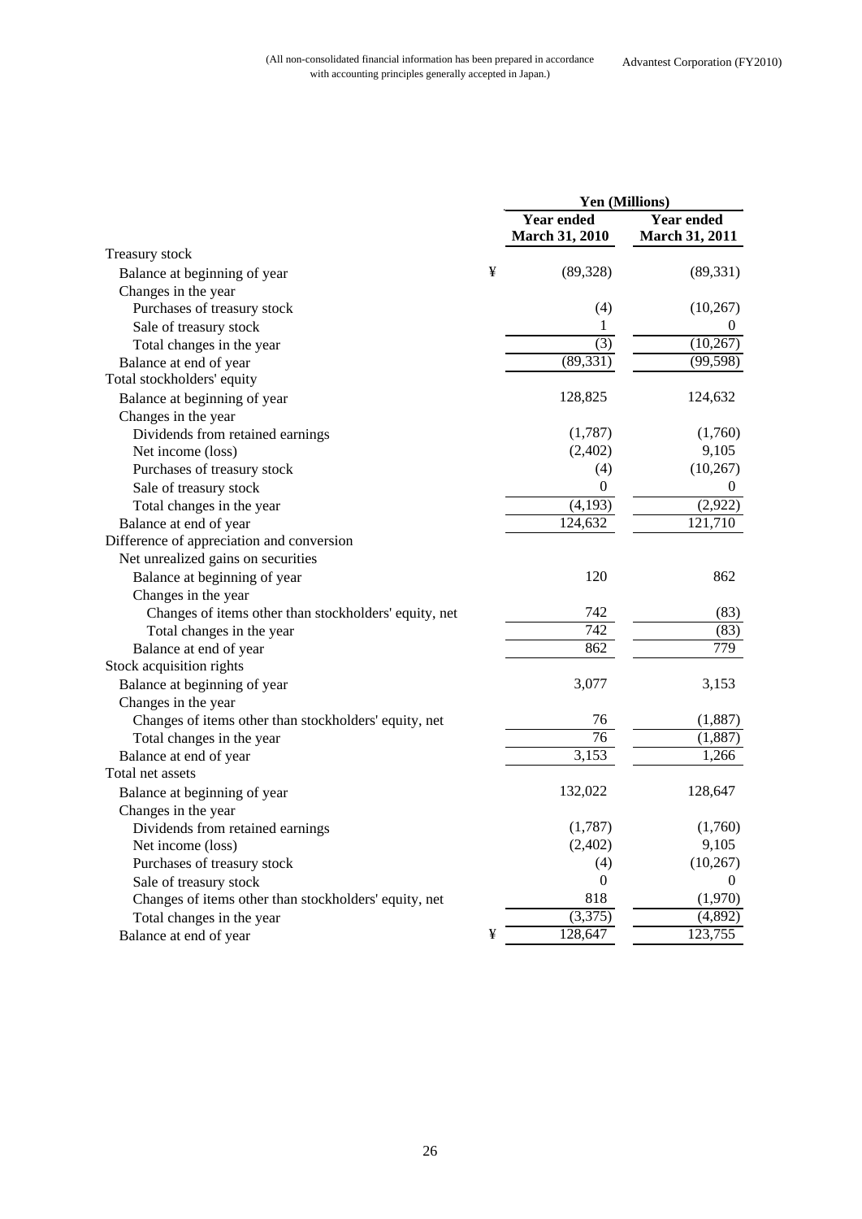(All non-consolidated financial information has been prepared in accordance with accounting principles generally accepted in Japan.)

Advantest Corporation (FY2010)

| | | Yen (Millions) | |
|---|---|---|---|
| | | Year ended March 31, 2010 | Year ended March 31, 2011 |
| Treasury stock | | | |
| Balance at beginning of year | ¥ | (89,328) | (89,331) |
| Changes in the year | | | |
| Purchases of treasury stock | | (4) | (10,267) |
| Sale of treasury stock | | 1 | 0 |
| Total changes in the year | | (3) | (10,267) |
| Balance at end of year | | (89,331) | (99,598) |
| Total stockholders' equity | | | |
| Balance at beginning of year | | 128,825 | 124,632 |
| Changes in the year | | | |
| Dividends from retained earnings | | (1,787) | (1,760) |
| Net income (loss) | | (2,402) | 9,105 |
| Purchases of treasury stock | | (4) | (10,267) |
| Sale of treasury stock | | 0 | 0 |
| Total changes in the year | | (4,193) | (2,922) |
| Balance at end of year | | 124,632 | 121,710 |
| Difference of appreciation and conversion | | | |
| Net unrealized gains on securities | | | |
| Balance at beginning of year | | 120 | 862 |
| Changes in the year | | | |
| Changes of items other than stockholders' equity, net | | 742 | (83) |
| Total changes in the year | | 742 | (83) |
| Balance at end of year | | 862 | 779 |
| Stock acquisition rights | | | |
| Balance at beginning of year | | 3,077 | 3,153 |
| Changes in the year | | | |
| Changes of items other than stockholders' equity, net | | 76 | (1,887) |
| Total changes in the year | | 76 | (1,887) |
| Balance at end of year | | 3,153 | 1,266 |
| Total net assets | | | |
| Balance at beginning of year | | 132,022 | 128,647 |
| Changes in the year | | | |
| Dividends from retained earnings | | (1,787) | (1,760) |
| Net income (loss) | | (2,402) | 9,105 |
| Purchases of treasury stock | | (4) | (10,267) |
| Sale of treasury stock | | 0 | 0 |
| Changes of items other than stockholders' equity, net | | 818 | (1,970) |
| Total changes in the year | | (3,375) | (4,892) |
| Balance at end of year | ¥ | 128,647 | 123,755 |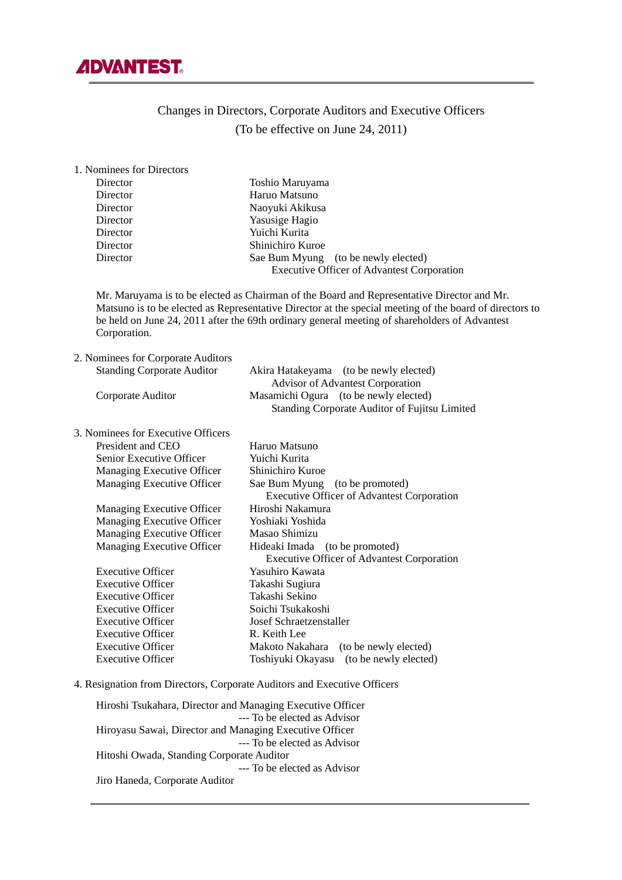ADVANTEST

# Changes in Directors, Corporate Auditors and Executive Officers
(To be effective on June 24, 2011)

1. Nominees for Directors

| | |
|---|---|
| Director | Toshio Maruyama |
| Director | Haruo Matsuno |
| Director | Naoyuki Akikusa |
| Director | Yasusige Hagio |
| Director | Yuichi Kurita |
| Director | Shinichiro Kuroe |
| Director | Sae Bum Myung (to be newly elected)<br>Executive Officer of Advantest Corporation |

Mr. Maruyama is to be elected as Chairman of the Board and Representative Director and Mr. Matsuno is to be elected as Representative Director at the special meeting of the board of directors to be held on June 24, 2011 after the 69th ordinary general meeting of shareholders of Advantest Corporation.

2. Nominees for Corporate Auditors

| | |
|---|---|
| Standing Corporate Auditor | Akira Hatakeyama (to be newly elected)<br>Advisor of Advantest Corporation |
| Corporate Auditor | Masamichi Ogura (to be newly elected)<br>Standing Corporate Auditor of Fujitsu Limited |

3. Nominees for Executive Officers

| | |
|---|---|
| President and CEO | Haruo Matsuno |
| Senior Executive Officer | Yuichi Kurita |
| Managing Executive Officer | Shinichiro Kuroe |
| Managing Executive Officer | Sae Bum Myung (to be promoted)<br>Executive Officer of Advantest Corporation |
| Managing Executive Officer | Hiroshi Nakamura |
| Managing Executive Officer | Yoshiaki Yoshida |
| Managing Executive Officer | Masao Shimizu |
| Managing Executive Officer | Hideaki Imada (to be promoted)<br>Executive Officer of Advantest Corporation |
| Executive Officer | Yasuhiro Kawata |
| Executive Officer | Takashi Sugiura |
| Executive Officer | Takashi Sekino |
| Executive Officer | Soichi Tsukakoshi |
| Executive Officer | Josef Schraetzenstaller |
| Executive Officer | R. Keith Lee |
| Executive Officer | Makoto Nakahara (to be newly elected) |
| Executive Officer | Toshiyuki Okayasu (to be newly elected) |

4. Resignation from Directors, Corporate Auditors and Executive Officers

Hiroshi Tsukahara, Director and Managing Executive Officer
--- To be elected as Advisor

Hiroyasu Sawai, Director and Managing Executive Officer
--- To be elected as Advisor

Hitoshi Owada, Standing Corporate Auditor
--- To be elected as Advisor

Jiro Haneda, Corporate Auditor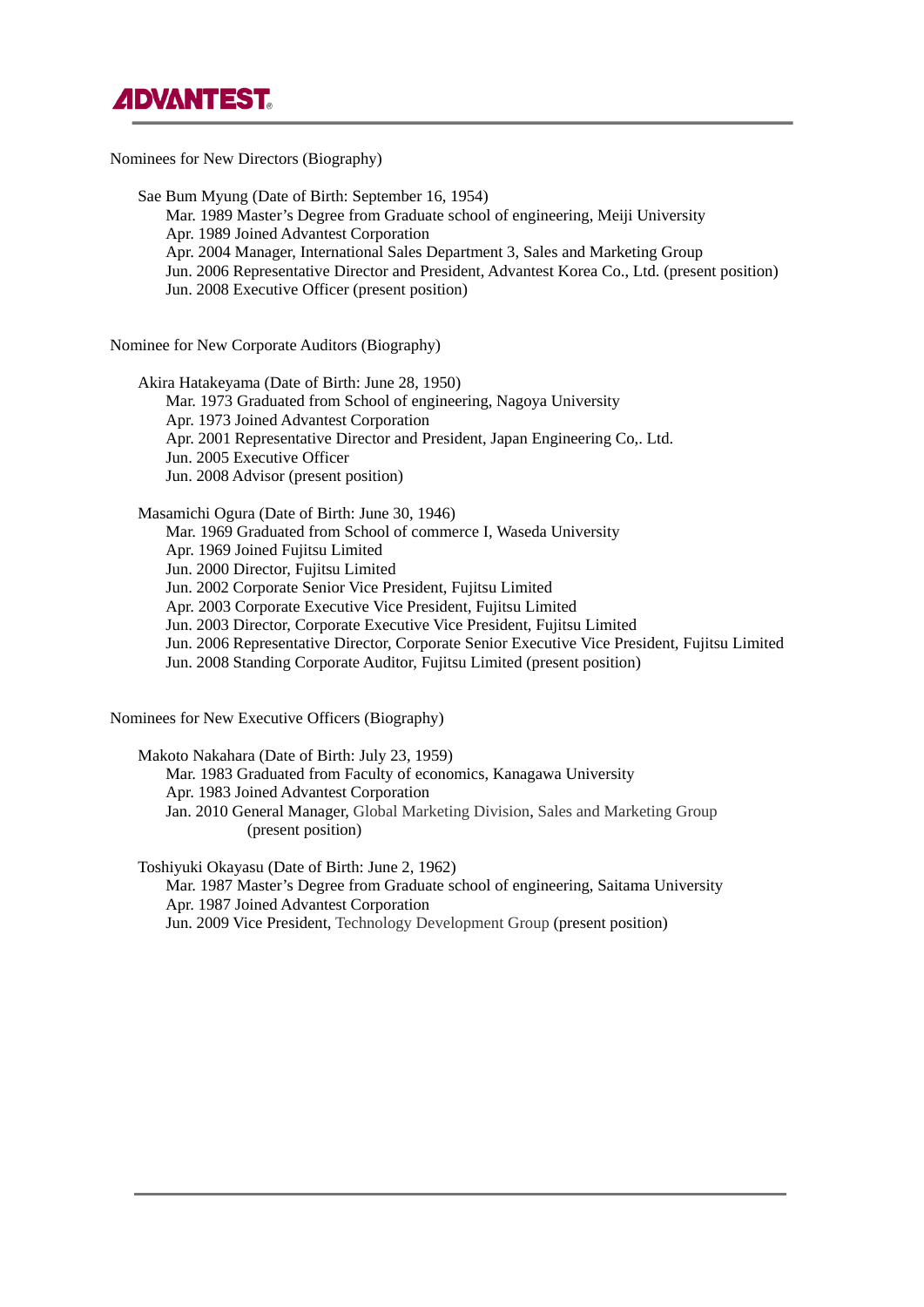## Nominees for New Directors (Biography)

Sae Bum Myung (Date of Birth: September 16, 1954)

- Mar. 1989 Master's Degree from Graduate school of engineering, Meiji University
- Apr. 1989 Joined Advantest Corporation
- Apr. 2004 Manager, International Sales Department 3, Sales and Marketing Group
- Jun. 2006 Representative Director and President, Advantest Korea Co., Ltd. (present position)
- Jun. 2008 Executive Officer (present position)

## Nominee for New Corporate Auditors (Biography)

Akira Hatakeyama (Date of Birth: June 28, 1950)

- Mar. 1973 Graduated from School of engineering, Nagoya University
- Apr. 1973 Joined Advantest Corporation
- Apr. 2001 Representative Director and President, Japan Engineering Co,. Ltd.
- Jun. 2005 Executive Officer
- Jun. 2008 Advisor (present position)

Masamichi Ogura (Date of Birth: June 30, 1946)

- Mar. 1969 Graduated from School of commerce I, Waseda University
- Apr. 1969 Joined Fujitsu Limited
- Jun. 2000 Director, Fujitsu Limited
- Jun. 2002 Corporate Senior Vice President, Fujitsu Limited
- Apr. 2003 Corporate Executive Vice President, Fujitsu Limited
- Jun. 2003 Director, Corporate Executive Vice President, Fujitsu Limited
- Jun. 2006 Representative Director, Corporate Senior Executive Vice President, Fujitsu Limited
- Jun. 2008 Standing Corporate Auditor, Fujitsu Limited (present position)

## Nominees for New Executive Officers (Biography)

Makoto Nakahara (Date of Birth: July 23, 1959)

- Mar. 1983 Graduated from Faculty of economics, Kanagawa University
- Apr. 1983 Joined Advantest Corporation
- Jan. 2010 General Manager, Global Marketing Division, Sales and Marketing Group (present position)

Toshiyuki Okayasu (Date of Birth: June 2, 1962)

- Mar. 1987 Master's Degree from Graduate school of engineering, Saitama University
- Apr. 1987 Joined Advantest Corporation
- Jun. 2009 Vice President, Technology Development Group (present position)